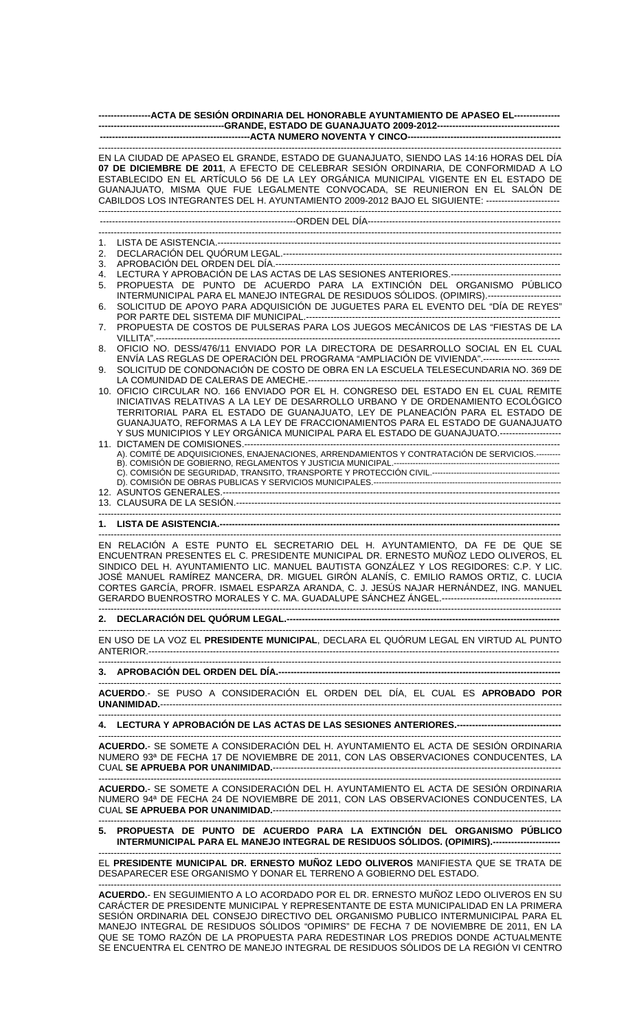**ACTA DE SESIÓN ORDINARIA DEL HONORABLE AYUNTAMIENTO DE APASEO EL GRANDE, ESTADO DE GUANAJUATO 2009-2012**

**ACTA NUMERO NOVENTA Y CINCO**

EN LA CIUDAD DE APASEO EL GRANDE, ESTADO DE GUANAJUATO, SIENDO LAS 14:16 HORAS DEL DÍA **07 DE DICIEMBRE DE 2011**, A EFECTO DE CELEBRAR SESIÓN ORDINARIA, DE CONFORMIDAD A LO ESTABLECIDO EN EL ARTÍCULO 56 DE LA LEY ORGÁNICA MUNICIPAL VIGENTE EN EL ESTADO DE GUANAJUATO, MISMA QUE FUE LEGALMENTE CONVOCADA, SE REUNIERON EN EL SALÓN DE CABILDOS LOS INTEGRANTES DEL H. AYUNTAMIENTO 2009-2012 BAJO EL SIGUIENTE:

ORDEN DEL DÍA

1. LISTA DE ASISTENCIA.
2. DECLARACIÓN DEL QUÓRUM LEGAL.
3. APROBACIÓN DEL ORDEN DEL DÍA.
4. LECTURA Y APROBACIÓN DE LAS ACTAS DE LAS SESIONES ANTERIORES.
5. PROPUESTA DE PUNTO DE ACUERDO PARA LA EXTINCIÓN DEL ORGANISMO PÚBLICO INTERMUNICIPAL PARA EL MANEJO INTEGRAL DE RESIDUOS SÓLIDOS. (OPIMIRS).
6. SOLICITUD DE APOYO PARA ADQUISICIÓN DE JUGUETES PARA EL EVENTO DEL "DÍA DE REYES" POR PARTE DEL SISTEMA DIF MUNICIPAL.
7. PROPUESTA DE COSTOS DE PULSERAS PARA LOS JUEGOS MECÁNICOS DE LAS "FIESTAS DE LA VILLITA".
8. OFICIO NO. DESS/476/11 ENVIADO POR LA DIRECTORA DE DESARROLLO SOCIAL EN EL CUAL ENVÍA LAS REGLAS DE OPERACIÓN DEL PROGRAMA "AMPLIACIÓN DE VIVIENDA".
9. SOLICITUD DE CONDONACIÓN DE COSTO DE OBRA EN LA ESCUELA TELESECUNDARIA NO. 369 DE LA COMUNIDAD DE CALERAS DE AMECHE.
10. OFICIO CIRCULAR NO. 166 ENVIADO POR EL H. CONGRESO DEL ESTADO EN EL CUAL REMITE INICIATIVAS RELATIVAS A LA LEY DE DESARROLLO URBANO Y DE ORDENAMIENTO ECOLÓGICO TERRITORIAL PARA EL ESTADO DE GUANAJUATO, LEY DE PLANEACIÓN PARA EL ESTADO DE GUANAJUATO, REFORMAS A LA LEY DE FRACCIONAMIENTOS PARA EL ESTADO DE GUANAJUATO Y SUS MUNICIPIOS Y LEY ORGÁNICA MUNICIPAL PARA EL ESTADO DE GUANAJUATO.
11. DICTAMEN DE COMISIONES.
    A). COMITÉ DE ADQUISICIONES, ENAJENACIONES, ARRENDAMIENTOS Y CONTRATACIÓN DE SERVICIOS.
    B). COMISIÓN DE GOBIERNO, REGLAMENTOS Y JUSTICIA MUNICIPAL.
    C). COMISIÓN DE SEGURIDAD, TRANSITO, TRANSPORTE Y PROTECCIÓN CIVIL.
    D). COMISIÓN DE OBRAS PUBLICAS Y SERVICIOS MUNICIPALES.
12. ASUNTOS GENERALES.
13. CLAUSURA DE LA SESIÓN.

**1. LISTA DE ASISTENCIA.**

EN RELACIÓN A ESTE PUNTO EL SECRETARIO DEL H. AYUNTAMIENTO, DA FE DE QUE SE ENCUENTRAN PRESENTES EL C. PRESIDENTE MUNICIPAL DR. ERNESTO MUÑOZ LEDO OLIVEROS, EL SINDICO DEL H. AYUNTAMIENTO LIC. MANUEL BAUTISTA GONZÁLEZ Y LOS REGIDORES: C.P. Y LIC. JOSÉ MANUEL RAMÍREZ MANCERA, DR. MIGUEL GIRÓN ALANÍS, C. EMILIO RAMOS ORTIZ, C. LUCIA CORTES GARCÍA, PROFR. ISMAEL ESPARZA ARANDA, C. J. JESÚS NAJAR HERNÁNDEZ, ING. MANUEL GERARDO BUENROSTRO MORALES Y C. MA. GUADALUPE SÁNCHEZ ÁNGEL.

**2. DECLARACIÓN DEL QUÓRUM LEGAL.**

EN USO DE LA VOZ EL **PRESIDENTE MUNICIPAL**, DECLARA EL QUÓRUM LEGAL EN VIRTUD AL PUNTO ANTERIOR.

**3. APROBACIÓN DEL ORDEN DEL DÍA.**

**ACUERDO**.- SE PUSO A CONSIDERACIÓN EL ORDEN DEL DÍA, EL CUAL ES **APROBADO POR UNANIMIDAD.**

**4. LECTURA Y APROBACIÓN DE LAS ACTAS DE LAS SESIONES ANTERIORES.**

**ACUERDO.**- SE SOMETE A CONSIDERACIÓN DEL H. AYUNTAMIENTO EL ACTA DE SESIÓN ORDINARIA NUMERO 93ª DE FECHA 17 DE NOVIEMBRE DE 2011, CON LAS OBSERVACIONES CONDUCENTES, LA CUAL **SE APRUEBA POR UNANIMIDAD.**

**ACUERDO.**- SE SOMETE A CONSIDERACIÓN DEL H. AYUNTAMIENTO EL ACTA DE SESIÓN ORDINARIA NUMERO 94ª DE FECHA 24 DE NOVIEMBRE DE 2011, CON LAS OBSERVACIONES CONDUCENTES, LA CUAL **SE APRUEBA POR UNANIMIDAD.**

**5. PROPUESTA DE PUNTO DE ACUERDO PARA LA EXTINCIÓN DEL ORGANISMO PÚBLICO INTERMUNICIPAL PARA EL MANEJO INTEGRAL DE RESIDUOS SÓLIDOS. (OPIMIRS).**

EL **PRESIDENTE MUNICIPAL DR. ERNESTO MUÑOZ LEDO OLIVEROS** MANIFIESTA QUE SE TRATA DE DESAPARECER ESE ORGANISMO Y DONAR EL TERRENO A GOBIERNO DEL ESTADO.

**ACUERDO.**- EN SEGUIMIENTO A LO ACORDADO POR EL DR. ERNESTO MUÑOZ LEDO OLIVEROS EN SU CARÁCTER DE PRESIDENTE MUNICIPAL Y REPRESENTANTE DE ESTA MUNICIPALIDAD EN LA PRIMERA SESIÓN ORDINARIA DEL CONSEJO DIRECTIVO DEL ORGANISMO PUBLICO INTERMUNICIPAL PARA EL MANEJO INTEGRAL DE RESIDUOS SÓLIDOS "OPIMIRS" DE FECHA 7 DE NOVIEMBRE DE 2011, EN LA QUE SE TOMO RAZÓN DE LA PROPUESTA PARA REDESTINAR LOS PREDIOS DONDE ACTUALMENTE SE ENCUENTRA EL CENTRO DE MANEJO INTEGRAL DE RESIDUOS SÓLIDOS DE LA REGIÓN VI CENTRO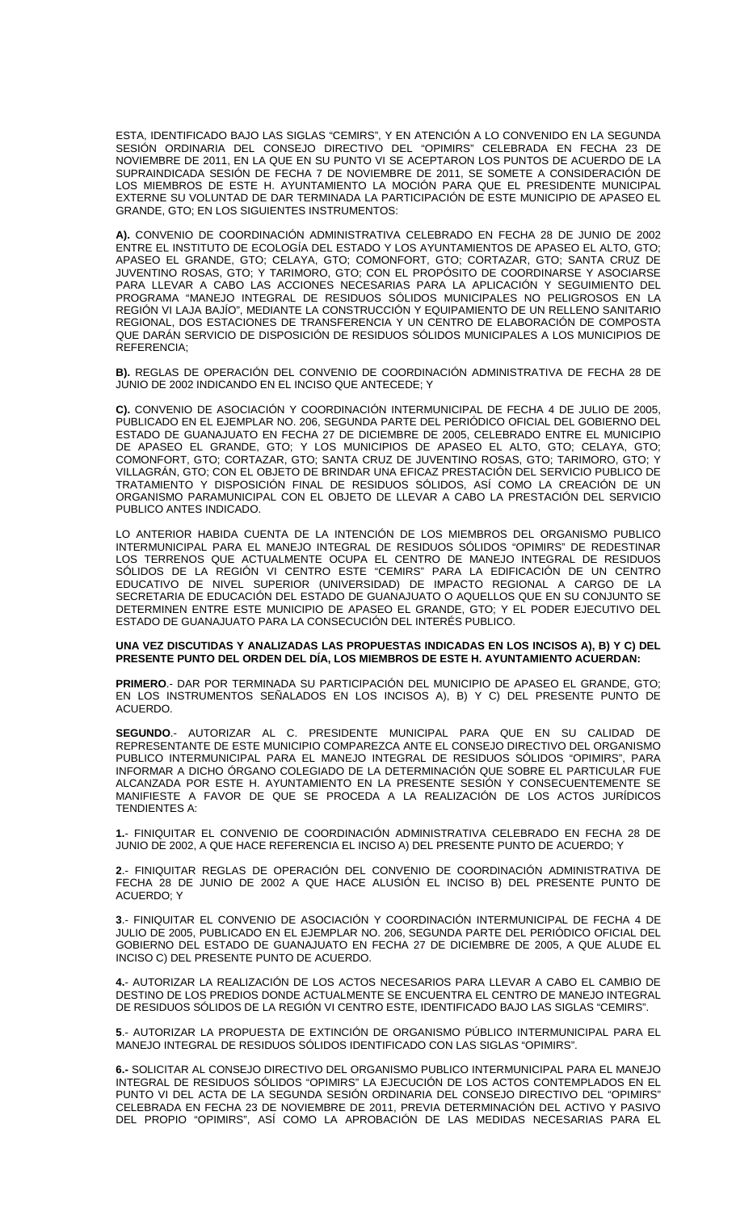ESTA, IDENTIFICADO BAJO LAS SIGLAS "CEMIRS", Y EN ATENCIÓN A LO CONVENIDO EN LA SEGUNDA SESIÓN ORDINARIA DEL CONSEJO DIRECTIVO DEL "OPIMIRS" CELEBRADA EN FECHA 23 DE NOVIEMBRE DE 2011, EN LA QUE EN SU PUNTO VI SE ACEPTARON LOS PUNTOS DE ACUERDO DE LA SUPRAINDICADA SESIÓN DE FECHA 7 DE NOVIEMBRE DE 2011, SE SOMETE A CONSIDERACIÓN DE LOS MIEMBROS DE ESTE H. AYUNTAMIENTO LA MOCIÓN PARA QUE EL PRESIDENTE MUNICIPAL EXTERNE SU VOLUNTAD DE DAR TERMINADA LA PARTICIPACIÓN DE ESTE MUNICIPIO DE APASEO EL GRANDE, GTO; EN LOS SIGUIENTES INSTRUMENTOS:

**A).** CONVENIO DE COORDINACIÓN ADMINISTRATIVA CELEBRADO EN FECHA 28 DE JUNIO DE 2002 ENTRE EL INSTITUTO DE ECOLOGÍA DEL ESTADO Y LOS AYUNTAMIENTOS DE APASEO EL ALTO, GTO; APASEO EL GRANDE, GTO; CELAYA, GTO; COMONFORT, GTO; CORTAZAR, GTO; SANTA CRUZ DE JUVENTINO ROSAS, GTO; Y TARIMORO, GTO; CON EL PROPÓSITO DE COORDINARSE Y ASOCIARSE PARA LLEVAR A CABO LAS ACCIONES NECESARIAS PARA LA APLICACIÓN Y SEGUIMIENTO DEL PROGRAMA "MANEJO INTEGRAL DE RESIDUOS SÓLIDOS MUNICIPALES NO PELIGROSOS EN LA REGIÓN VI LAJA BAJÍO", MEDIANTE LA CONSTRUCCIÓN Y EQUIPAMIENTO DE UN RELLENO SANITARIO REGIONAL, DOS ESTACIONES DE TRANSFERENCIA Y UN CENTRO DE ELABORACIÓN DE COMPOSTA QUE DARÁN SERVICIO DE DISPOSICIÓN DE RESIDUOS SÓLIDOS MUNICIPALES A LOS MUNICIPIOS DE REFERENCIA;

**B).** REGLAS DE OPERACIÓN DEL CONVENIO DE COORDINACIÓN ADMINISTRATIVA DE FECHA 28 DE JUNIO DE 2002 INDICANDO EN EL INCISO QUE ANTECEDE; Y

**C).** CONVENIO DE ASOCIACIÓN Y COORDINACIÓN INTERMUNICIPAL DE FECHA 4 DE JULIO DE 2005, PUBLICADO EN EL EJEMPLAR NO. 206, SEGUNDA PARTE DEL PERIÓDICO OFICIAL DEL GOBIERNO DEL ESTADO DE GUANAJUATO EN FECHA 27 DE DICIEMBRE DE 2005, CELEBRADO ENTRE EL MUNICIPIO DE APASEO EL GRANDE, GTO; Y LOS MUNICIPIOS DE APASEO EL ALTO, GTO; CELAYA, GTO; COMONFORT, GTO; CORTAZAR, GTO; SANTA CRUZ DE JUVENTINO ROSAS, GTO; TARIMORO, GTO; Y VILLAGRÁN, GTO; CON EL OBJETO DE BRINDAR UNA EFICAZ PRESTACIÓN DEL SERVICIO PUBLICO DE TRATAMIENTO Y DISPOSICIÓN FINAL DE RESIDUOS SÓLIDOS, ASÍ COMO LA CREACIÓN DE UN ORGANISMO PARAMUNICIPAL CON EL OBJETO DE LLEVAR A CABO LA PRESTACIÓN DEL SERVICIO PUBLICO ANTES INDICADO.

LO ANTERIOR HABIDA CUENTA DE LA INTENCIÓN DE LOS MIEMBROS DEL ORGANISMO PUBLICO INTERMUNICIPAL PARA EL MANEJO INTEGRAL DE RESIDUOS SÓLIDOS "OPIMIRS" DE REDESTINAR LOS TERRENOS QUE ACTUALMENTE OCUPA EL CENTRO DE MANEJO INTEGRAL DE RESIDUOS SÓLIDOS DE LA REGIÓN VI CENTRO ESTE "CEMIRS" PARA LA EDIFICACIÓN DE UN CENTRO EDUCATIVO DE NIVEL SUPERIOR (UNIVERSIDAD) DE IMPACTO REGIONAL A CARGO DE LA SECRETARIA DE EDUCACIÓN DEL ESTADO DE GUANAJUATO O AQUELLOS QUE EN SU CONJUNTO SE DETERMINEN ENTRE ESTE MUNICIPIO DE APASEO EL GRANDE, GTO; Y EL PODER EJECUTIVO DEL ESTADO DE GUANAJUATO PARA LA CONSECUCIÓN DEL INTERÉS PUBLICO.

**UNA VEZ DISCUTIDAS Y ANALIZADAS LAS PROPUESTAS INDICADAS EN LOS INCISOS A), B) Y C) DEL PRESENTE PUNTO DEL ORDEN DEL DÍA, LOS MIEMBROS DE ESTE H. AYUNTAMIENTO ACUERDAN:**

**PRIMERO**.- DAR POR TERMINADA SU PARTICIPACIÓN DEL MUNICIPIO DE APASEO EL GRANDE, GTO; EN LOS INSTRUMENTOS SEÑALADOS EN LOS INCISOS A), B) Y C) DEL PRESENTE PUNTO DE ACUERDO.

**SEGUNDO**.- AUTORIZAR AL C. PRESIDENTE MUNICIPAL PARA QUE EN SU CALIDAD DE REPRESENTANTE DE ESTE MUNICIPIO COMPAREZCA ANTE EL CONSEJO DIRECTIVO DEL ORGANISMO PUBLICO INTERMUNICIPAL PARA EL MANEJO INTEGRAL DE RESIDUOS SÓLIDOS "OPIMIRS", PARA INFORMAR A DICHO ÓRGANO COLEGIADO DE LA DETERMINACIÓN QUE SOBRE EL PARTICULAR FUE ALCANZADA POR ESTE H. AYUNTAMIENTO EN LA PRESENTE SESIÓN Y CONSECUENTEMENTE SE MANIFIESTE A FAVOR DE QUE SE PROCEDA A LA REALIZACIÓN DE LOS ACTOS JURÍDICOS TENDIENTES A:

**1.**- FINIQUITAR EL CONVENIO DE COORDINACIÓN ADMINISTRATIVA CELEBRADO EN FECHA 28 DE JUNIO DE 2002, A QUE HACE REFERENCIA EL INCISO A) DEL PRESENTE PUNTO DE ACUERDO; Y

**2**.- FINIQUITAR REGLAS DE OPERACIÓN DEL CONVENIO DE COORDINACIÓN ADMINISTRATIVA DE FECHA 28 DE JUNIO DE 2002 A QUE HACE ALUSIÓN EL INCISO B) DEL PRESENTE PUNTO DE ACUERDO; Y

**3**.- FINIQUITAR EL CONVENIO DE ASOCIACIÓN Y COORDINACIÓN INTERMUNICIPAL DE FECHA 4 DE JULIO DE 2005, PUBLICADO EN EL EJEMPLAR NO. 206, SEGUNDA PARTE DEL PERIÓDICO OFICIAL DEL GOBIERNO DEL ESTADO DE GUANAJUATO EN FECHA 27 DE DICIEMBRE DE 2005, A QUE ALUDE EL INCISO C) DEL PRESENTE PUNTO DE ACUERDO.

**4.**- AUTORIZAR LA REALIZACIÓN DE LOS ACTOS NECESARIOS PARA LLEVAR A CABO EL CAMBIO DE DESTINO DE LOS PREDIOS DONDE ACTUALMENTE SE ENCUENTRA EL CENTRO DE MANEJO INTEGRAL DE RESIDUOS SÓLIDOS DE LA REGIÓN VI CENTRO ESTE, IDENTIFICADO BAJO LAS SIGLAS "CEMIRS".

**5**.- AUTORIZAR LA PROPUESTA DE EXTINCIÓN DE ORGANISMO PÚBLICO INTERMUNICIPAL PARA EL MANEJO INTEGRAL DE RESIDUOS SÓLIDOS IDENTIFICADO CON LAS SIGLAS "OPIMIRS".

**6.-** SOLICITAR AL CONSEJO DIRECTIVO DEL ORGANISMO PUBLICO INTERMUNICIPAL PARA EL MANEJO INTEGRAL DE RESIDUOS SÓLIDOS "OPIMIRS" LA EJECUCIÓN DE LOS ACTOS CONTEMPLADOS EN EL PUNTO VI DEL ACTA DE LA SEGUNDA SESIÓN ORDINARIA DEL CONSEJO DIRECTIVO DEL "OPIMIRS" CELEBRADA EN FECHA 23 DE NOVIEMBRE DE 2011, PREVIA DETERMINACIÓN DEL ACTIVO Y PASIVO DEL PROPIO "OPIMIRS", ASÍ COMO LA APROBACIÓN DE LAS MEDIDAS NECESARIAS PARA EL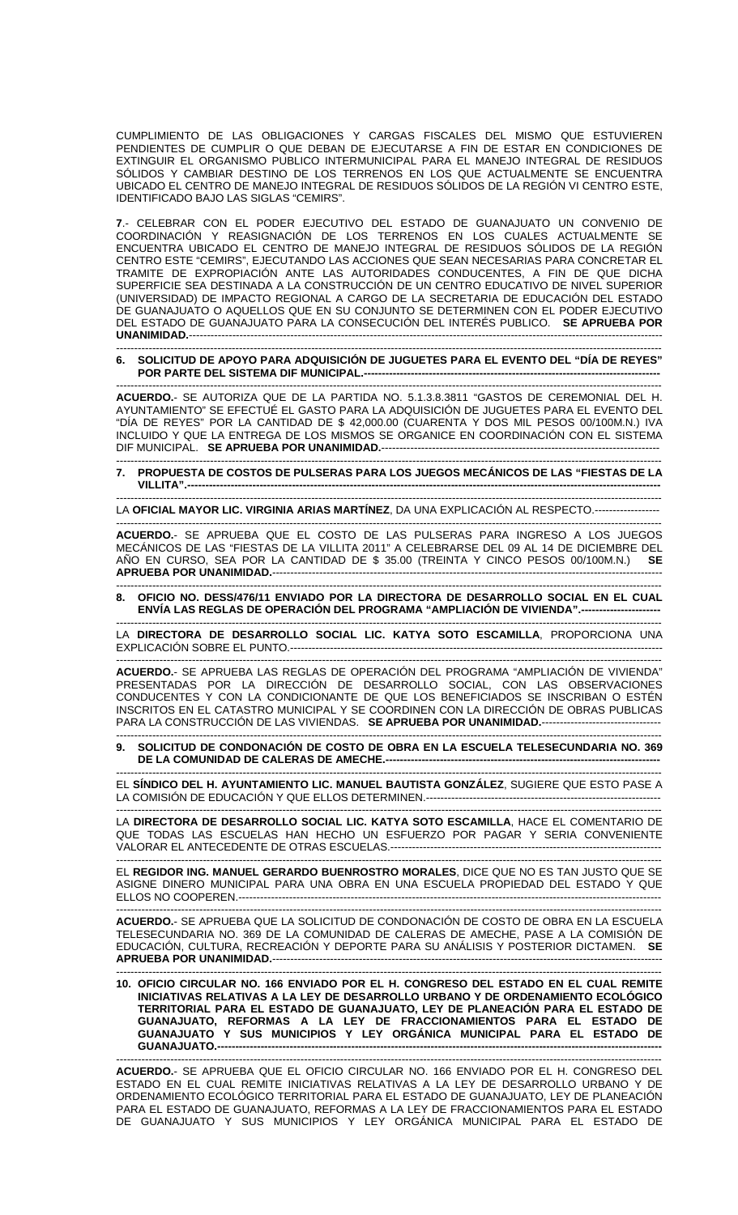CUMPLIMIENTO DE LAS OBLIGACIONES Y CARGAS FISCALES DEL MISMO QUE ESTUVIEREN PENDIENTES DE CUMPLIR O QUE DEBAN DE EJECUTARSE A FIN DE ESTAR EN CONDICIONES DE EXTINGUIR EL ORGANISMO PUBLICO INTERMUNICIPAL PARA EL MANEJO INTEGRAL DE RESIDUOS SÓLIDOS Y CAMBIAR DESTINO DE LOS TERRENOS EN LOS QUE ACTUALMENTE SE ENCUENTRA UBICADO EL CENTRO DE MANEJO INTEGRAL DE RESIDUOS SÓLIDOS DE LA REGIÓN VI CENTRO ESTE, IDENTIFICADO BAJO LAS SIGLAS "CEMIRS".

**7**.- CELEBRAR CON EL PODER EJECUTIVO DEL ESTADO DE GUANAJUATO UN CONVENIO DE COORDINACIÓN Y REASIGNACIÓN DE LOS TERRENOS EN LOS CUALES ACTUALMENTE SE ENCUENTRA UBICADO EL CENTRO DE MANEJO INTEGRAL DE RESIDUOS SÓLIDOS DE LA REGIÓN CENTRO ESTE "CEMIRS", EJECUTANDO LAS ACCIONES QUE SEAN NECESARIAS PARA CONCRETAR EL TRAMITE DE EXPROPIACIÓN ANTE LAS AUTORIDADES CONDUCENTES, A FIN DE QUE DICHA SUPERFICIE SEA DESTINADA A LA CONSTRUCCIÓN DE UN CENTRO EDUCATIVO DE NIVEL SUPERIOR (UNIVERSIDAD) DE IMPACTO REGIONAL A CARGO DE LA SECRETARIA DE EDUCACIÓN DEL ESTADO DE GUANAJUATO O AQUELLOS QUE EN SU CONJUNTO SE DETERMINEN CON EL PODER EJECUTIVO DEL ESTADO DE GUANAJUATO PARA LA CONSECUCIÓN DEL INTERÉS PUBLICO. **SE APRUEBA POR UNANIMIDAD.**------------------------------------------------------------------------------------------------------------

**6. SOLICITUD DE APOYO PARA ADQUISICIÓN DE JUGUETES PARA EL EVENTO DEL "DÍA DE REYES" POR PARTE DEL SISTEMA DIF MUNICIPAL.**------------------------------------------------------------------------------

**ACUERDO.**- SE AUTORIZA QUE DE LA PARTIDA NO. 5.1.3.8.3811 "GASTOS DE CEREMONIAL DEL H. AYUNTAMIENTO" SE EFECTUÉ EL GASTO PARA LA ADQUISICIÓN DE JUGUETES PARA EL EVENTO DEL "DÍA DE REYES" POR LA CANTIDAD DE $ 42,000.00 (CUARENTA Y DOS MIL PESOS 00/100M.N.) IVA INCLUIDO Y QUE LA ENTREGA DE LOS MISMOS SE ORGANICE EN COORDINACIÓN CON EL SISTEMA DIF MUNICIPAL. **SE APRUEBA POR UNANIMIDAD.**--------------------------------------------------------------------------

**7. PROPUESTA DE COSTOS DE PULSERAS PARA LOS JUEGOS MECÁNICOS DE LAS "FIESTAS DE LA VILLITA".**------------------------------------------------------------------------------------------------------------

LA **OFICIAL MAYOR LIC. VIRGINIA ARIAS MARTÍNEZ**, DA UNA EXPLICACIÓN AL RESPECTO.------------------

**ACUERDO.**- SE APRUEBA QUE EL COSTO DE LAS PULSERAS PARA INGRESO A LOS JUEGOS MECÁNICOS DE LAS "FIESTAS DE LA VILLITA 2011" A CELEBRARSE DEL 09 AL 14 DE DICIEMBRE DEL AÑO EN CURSO, SEA POR LA CANTIDAD DE $ 35.00 (TREINTA Y CINCO PESOS 00/100M.N.) **SE APRUEBA POR UNANIMIDAD.**-------------------------------------------------------------------------------------------------

**8. OFICIO NO. DESS/476/11 ENVIADO POR LA DIRECTORA DE DESARROLLO SOCIAL EN EL CUAL ENVÍA LAS REGLAS DE OPERACIÓN DEL PROGRAMA "AMPLIACIÓN DE VIVIENDA".**-----------------------

LA **DIRECTORA DE DESARROLLO SOCIAL LIC. KATYA SOTO ESCAMILLA**, PROPORCIONA UNA EXPLICACIÓN SOBRE EL PUNTO.----------------------------------------------------------------------------------------------

**ACUERDO.**- SE APRUEBA LAS REGLAS DE OPERACIÓN DEL PROGRAMA "AMPLIACIÓN DE VIVIENDA" PRESENTADAS POR LA DIRECCIÓN DE DESARROLLO SOCIAL, CON LAS OBSERVACIONES CONDUCENTES Y CON LA CONDICIONANTE DE QUE LOS BENEFICIADOS SE INSCRIBAN O ESTÉN INSCRITOS EN EL CATASTRO MUNICIPAL Y SE COORDINEN CON LA DIRECCIÓN DE OBRAS PUBLICAS PARA LA CONSTRUCCIÓN DE LAS VIVIENDAS. **SE APRUEBA POR UNANIMIDAD.**---------------------------------

**9. SOLICITUD DE CONDONACIÓN DE COSTO DE OBRA EN LA ESCUELA TELESECUNDARIA NO. 369 DE LA COMUNIDAD DE CALERAS DE AMECHE.**---------------------------------------------------------------------------

EL **SÍNDICO DEL H. AYUNTAMIENTO LIC. MANUEL BAUTISTA GONZÁLEZ**, SUGIERE QUE ESTO PASE A LA COMISIÓN DE EDUCACIÓN Y QUE ELLOS DETERMINEN.--------------------------------------------------------------

LA **DIRECTORA DE DESARROLLO SOCIAL LIC. KATYA SOTO ESCAMILLA**, HACE EL COMENTARIO DE QUE TODAS LAS ESCUELAS HAN HECHO UN ESFUERZO POR PAGAR Y SERIA CONVENIENTE VALORAR EL ANTECEDENTE DE OTRAS ESCUELAS.--------------------------------------------------------------------

EL **REGIDOR ING. MANUEL GERARDO BUENROSTRO MORALES**, DICE QUE NO ES TAN JUSTO QUE SE ASIGNE DINERO MUNICIPAL PARA UNA OBRA EN UNA ESCUELA PROPIEDAD DEL ESTADO Y QUE ELLOS NO COOPEREN.--------------------------------------------------------------------------------------------------------

**ACUERDO.**- SE APRUEBA QUE LA SOLICITUD DE CONDONACIÓN DE COSTO DE OBRA EN LA ESCUELA TELESECUNDARIA NO. 369 DE LA COMUNIDAD DE CALERAS DE AMECHE, PASE A LA COMISIÓN DE EDUCACIÓN, CULTURA, RECREACIÓN Y DEPORTE PARA SU ANÁLISIS Y POSTERIOR DICTAMEN. **SE APRUEBA POR UNANIMIDAD.**-------------------------------------------------------------------------------------------------

**10. OFICIO CIRCULAR NO. 166 ENVIADO POR EL H. CONGRESO DEL ESTADO EN EL CUAL REMITE INICIATIVAS RELATIVAS A LA LEY DE DESARROLLO URBANO Y DE ORDENAMIENTO ECOLÓGICO TERRITORIAL PARA EL ESTADO DE GUANAJUATO, LEY DE PLANEACIÓN PARA EL ESTADO DE GUANAJUATO, REFORMAS A LA LEY DE FRACCIONAMIENTOS PARA EL ESTADO DE GUANAJUATO Y SUS MUNICIPIOS Y LEY ORGÁNICA MUNICIPAL PARA EL ESTADO DE GUANAJUATO.**------------------------------------------------------------------------------------------------------------

**ACUERDO.**- SE APRUEBA QUE EL OFICIO CIRCULAR NO. 166 ENVIADO POR EL H. CONGRESO DEL ESTADO EN EL CUAL REMITE INICIATIVAS RELATIVAS A LA LEY DE DESARROLLO URBANO Y DE ORDENAMIENTO ECOLÓGICO TERRITORIAL PARA EL ESTADO DE GUANAJUATO, LEY DE PLANEACIÓN PARA EL ESTADO DE GUANAJUATO, REFORMAS A LA LEY DE FRACCIONAMIENTOS PARA EL ESTADO DE GUANAJUATO Y SUS MUNICIPIOS Y LEY ORGÁNICA MUNICIPAL PARA EL ESTADO DE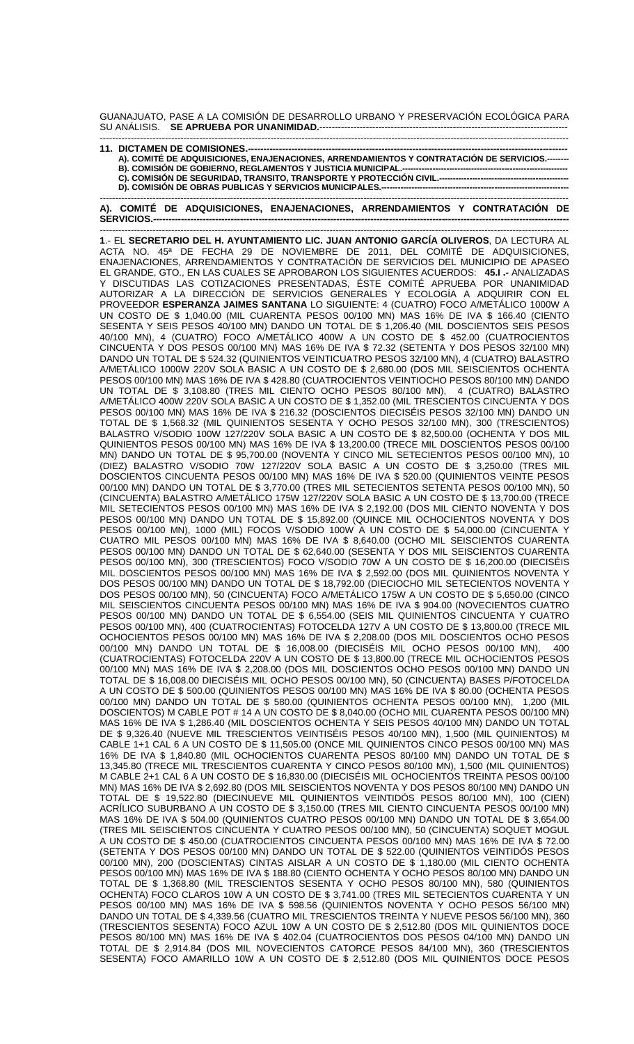GUANAJUATO, PASE A LA COMISIÓN DE DESARROLLO URBANO Y PRESERVACIÓN ECOLÓGICA PARA SU ANÁLISIS. **SE APRUEBA POR UNANIMIDAD.**-------------------------------------------------------------------------------

-----------------------------------------------------------------------------------------------------------------------------------------

**11. DICTAMEN DE COMISIONES.-------------------------------------------------------------------------------------------------------**

**A). COMITÉ DE ADQUISICIONES, ENAJENACIONES, ARRENDAMIENTOS Y CONTRATACIÓN DE SERVICIOS.--------**

**B). COMISIÓN DE GOBIERNO, REGLAMENTOS Y JUSTICIA MUNICIPAL.-----------------------------------------------------**

**C). COMISIÓN DE SEGURIDAD, TRANSITO, TRANSPORTE Y PROTECCIÓN CIVIL.----------------------------------------------**

**D). COMISIÓN DE OBRAS PUBLICAS Y SERVICIOS MUNICIPALES.-----------------------------------------------------------------**

-----------------------------------------------------------------------------------------------------------------------------------------

**A). COMITÉ DE ADQUISICIONES, ENAJENACIONES, ARRENDAMIENTOS Y CONTRATACIÓN DE SERVICIOS.-------------------------------------------------------------------------------------------------------------------------------**

-----------------------------------------------------------------------------------------------------------------------------------------

**1**.- EL **SECRETARIO DEL H. AYUNTAMIENTO LIC. JUAN ANTONIO GARCÍA OLIVEROS**, DA LECTURA AL ACTA NO. 45ª DE FECHA 29 DE NOVIEMBRE DE 2011, DEL COMITÉ DE ADQUISICIONES, ENAJENACIONES, ARRENDAMIENTOS Y CONTRATACIÓN DE SERVICIOS DEL MUNICIPIO DE APASEO EL GRANDE, GTO., EN LAS CUALES SE APROBARON LOS SIGUIENTES ACUERDOS: **45.I .-** ANALIZADAS Y DISCUTIDAS LAS COTIZACIONES PRESENTADAS, ÉSTE COMITÉ APRUEBA POR UNANIMIDAD AUTORIZAR A LA DIRECCIÓN DE SERVICIOS GENERALES Y ECOLOGÍA A ADQUIRIR CON EL PROVEEDOR **ESPERANZA JAIMES SANTANA** LO SIGUIENTE: 4 (CUATRO) FOCO A/METÁLICO 1000W A UN COSTO DE $ 1,040.00 (MIL CUARENTA PESOS 00/100 MN) MAS 16% DE IVA $ 166.40 (CIENTO SESENTA Y SEIS PESOS 40/100 MN) DANDO UN TOTAL DE $ 1,206.40 (MIL DOSCIENTOS SEIS PESOS 40/100 MN), 4 (CUATRO) FOCO A/METÁLICO 400W A UN COSTO DE $ 452.00 (CUATROCIENTOS CINCUENTA Y DOS PESOS 00/100 MN) MAS 16% DE IVA $ 72.32 (SETENTA Y DOS PESOS 32/100 MN) DANDO UN TOTAL DE $ 524.32 (QUINIENTOS VEINTICUATRO PESOS 32/100 MN), 4 (CUATRO) BALASTRO A/METÁLICO 1000W 220V SOLA BASIC A UN COSTO DE $ 2,680.00 (DOS MIL SEISCIENTOS OCHENTA PESOS 00/100 MN) MAS 16% DE IVA $ 428.80 (CUATROCIENTOS VEINTIOCHO PESOS 80/100 MN) DANDO UN TOTAL DE $ 3,108.80 (TRES MIL CIENTO OCHO PESOS 80/100 MN), 4 (CUATRO) BALASTRO A/METÁLICO 400W 220V SOLA BASIC A UN COSTO DE $ 1,352.00 (MIL TRESCIENTOS CINCUENTA Y DOS PESOS 00/100 MN) MAS 16% DE IVA $ 216.32 (DOSCIENTOS DIECISÉIS PESOS 32/100 MN) DANDO UN TOTAL DE $ 1,568.32 (MIL QUINIENTOS SESENTA Y OCHO PESOS 32/100 MN), 300 (TRESCIENTOS) BALASTRO V/SODIO 100W 127/220V SOLA BASIC A UN COSTO DE $ 82,500.00 (OCHENTA Y DOS MIL QUINIENTOS PESOS 00/100 MN) MAS 16% DE IVA $ 13,200.00 (TRECE MIL DOSCIENTOS PESOS 00/100 MN) DANDO UN TOTAL DE $ 95,700.00 (NOVENTA Y CINCO MIL SETECIENTOS PESOS 00/100 MN), 10 (DIEZ) BALASTRO V/SODIO 70W 127/220V SOLA BASIC A UN COSTO DE $ 3,250.00 (TRES MIL DOSCIENTOS CINCUENTA PESOS 00/100 MN) MAS 16% DE IVA $ 520.00 (QUINIENTOS VEINTE PESOS 00/100 MN) DANDO UN TOTAL DE $ 3,770.00 (TRES MIL SETECIENTOS SETENTA PESOS 00/100 MN), 50 (CINCUENTA) BALASTRO A/METÁLICO 175W 127/220V SOLA BASIC A UN COSTO DE $ 13,700.00 (TRECE MIL SETECIENTOS PESOS 00/100 MN) MAS 16% DE IVA $ 2,192.00 (DOS MIL CIENTO NOVENTA Y DOS PESOS 00/100 MN) DANDO UN TOTAL DE $ 15,892.00 (QUINCE MIL OCHOCIENTOS NOVENTA Y DOS PESOS 00/100 MN), 1000 (MIL) FOCOS V/SODIO 100W A UN COSTO DE $ 54,000.00 (CINCUENTA Y CUATRO MIL PESOS 00/100 MN) MAS 16% DE IVA $ 8,640.00 (OCHO MIL SEISCIENTOS CUARENTA PESOS 00/100 MN) DANDO UN TOTAL DE $ 62,640.00 (SESENTA Y DOS MIL SEISCIENTOS CUARENTA PESOS 00/100 MN), 300 (TRESCIENTOS) FOCO V/SODIO 70W A UN COSTO DE $ 16,200.00 (DIECISÉIS MIL DOSCIENTOS PESOS 00/100 MN) MAS 16% DE IVA $ 2,592.00 (DOS MIL QUINIENTOS NOVENTA Y DOS PESOS 00/100 MN) DANDO UN TOTAL DE $ 18,792.00 (DIECIOCHO MIL SETECIENTOS NOVENTA Y DOS PESOS 00/100 MN), 50 (CINCUENTA) FOCO A/METÁLICO 175W A UN COSTO DE $ 5,650.00 (CINCO MIL SEISCIENTOS CINCUENTA PESOS 00/100 MN) MAS 16% DE IVA $ 904.00 (NOVECIENTOS CUATRO PESOS 00/100 MN) DANDO UN TOTAL DE $ 6,554.00 (SEIS MIL QUINIENTOS CINCUENTA Y CUATRO PESOS 00/100 MN), 400 (CUATROCIENTAS) FOTOCELDA 127V A UN COSTO DE $ 13,800.00 (TRECE MIL OCHOCIENTOS PESOS 00/100 MN) MAS 16% DE IVA $ 2,208.00 (DOS MIL DOSCIENTOS OCHO PESOS 00/100 MN) DANDO UN TOTAL DE $ 16,008.00 (DIECISÉIS MIL OCHO PESOS 00/100 MN), 400 (CUATROCIENTAS) FOTOCELDA 220V A UN COSTO DE $ 13,800.00 (TRECE MIL OCHOCIENTOS PESOS 00/100 MN) MAS 16% DE IVA $ 2,208.00 (DOS MIL DOSCIENTOS OCHO PESOS 00/100 MN) DANDO UN TOTAL DE $ 16,008.00 DIECISÉIS MIL OCHO PESOS 00/100 MN), 50 (CINCUENTA) BASES P/FOTOCELDA A UN COSTO DE $ 500.00 (QUINIENTOS PESOS 00/100 MN) MAS 16% DE IVA $ 80.00 (OCHENTA PESOS 00/100 MN) DANDO UN TOTAL DE $ 580.00 (QUINIENTOS OCHENTA PESOS 00/100 MN), 1,200 (MIL DOSCIENTOS) M CABLE POT # 14 A UN COSTO DE $ 8,040.00 (OCHO MIL CUARENTA PESOS 00/100 MN) MAS 16% DE IVA $ 1,286.40 (MIL DOSCIENTOS OCHENTA Y SEIS PESOS 40/100 MN) DANDO UN TOTAL DE $ 9,326.40 (NUEVE MIL TRESCIENTOS VEINTISÉIS PESOS 40/100 MN), 1,500 (MIL QUINIENTOS) M CABLE 1+1 CAL 6 A UN COSTO DE $ 11,505.00 (ONCE MIL QUINIENTOS CINCO PESOS 00/100 MN) MAS 16% DE IVA $ 1,840.80 (MIL OCHOCIENTOS CUARENTA PESOS 80/100 MN) DANDO UN TOTAL DE $ 13,345.80 (TRECE MIL TRESCIENTOS CUARENTA Y CINCO PESOS 80/100 MN), 1,500 (MIL QUINIENTOS) M CABLE 2+1 CAL 6 A UN COSTO DE $ 16,830.00 (DIECISÉIS MIL OCHOCIENTOS TREINTA PESOS 00/100 MN) MAS 16% DE IVA $ 2,692.80 (DOS MIL SEISCIENTOS NOVENTA Y DOS PESOS 80/100 MN) DANDO UN TOTAL DE $ 19,522.80 (DIECINUEVE MIL QUINIENTOS VEINTIDÓS PESOS 80/100 MN), 100 (CIEN) ACRÍLICO SUBURBANO A UN COSTO DE $ 3,150.00 (TRES MIL CIENTO CINCUENTA PESOS 00/100 MN) MAS 16% DE IVA $ 504.00 (QUINIENTOS CUATRO PESOS 00/100 MN) DANDO UN TOTAL DE $ 3,654.00 (TRES MIL SEISCIENTOS CINCUENTA Y CUATRO PESOS 00/100 MN), 50 (CINCUENTA) SOQUET MOGUL A UN COSTO DE $ 450.00 (CUATROCIENTOS CINCUENTA PESOS 00/100 MN) MAS 16% DE IVA $ 72.00 (SETENTA Y DOS PESOS 00/100 MN) DANDO UN TOTAL DE $ 522.00 (QUINIENTOS VEINTIDÓS PESOS 00/100 MN), 200 (DOSCIENTAS) CINTAS AISLAR A UN COSTO DE $ 1,180.00 (MIL CIENTO OCHENTA PESOS 00/100 MN) MAS 16% DE IVA $ 188.80 (CIENTO OCHENTA Y OCHO PESOS 80/100 MN) DANDO UN TOTAL DE $ 1,368.80 (MIL TRESCIENTOS SESENTA Y OCHO PESOS 80/100 MN), 580 (QUINIENTOS OCHENTA) FOCO CLAROS 10W A UN COSTO DE $ 3,741.00 (TRES MIL SETECIENTOS CUARENTA Y UN PESOS 00/100 MN) MAS 16% DE IVA $ 598.56 (QUINIENTOS NOVENTA Y OCHO PESOS 56/100 MN) DANDO UN TOTAL DE $ 4,339.56 (CUATRO MIL TRESCIENTOS TREINTA Y NUEVE PESOS 56/100 MN), 360 (TRESCIENTOS SESENTA) FOCO AZUL 10W A UN COSTO DE $ 2,512.80 (DOS MIL QUINIENTOS DOCE PESOS 80/100 MN) MAS 16% DE IVA $ 402.04 (CUATROCIENTOS DOS PESOS 04/100 MN) DANDO UN TOTAL DE $ 2,914.84 (DOS MIL NOVECIENTOS CATORCE PESOS 84/100 MN), 360 (TRESCIENTOS SESENTA) FOCO AMARILLO 10W A UN COSTO DE $ 2,512.80 (DOS MIL QUINIENTOS DOCE PESOS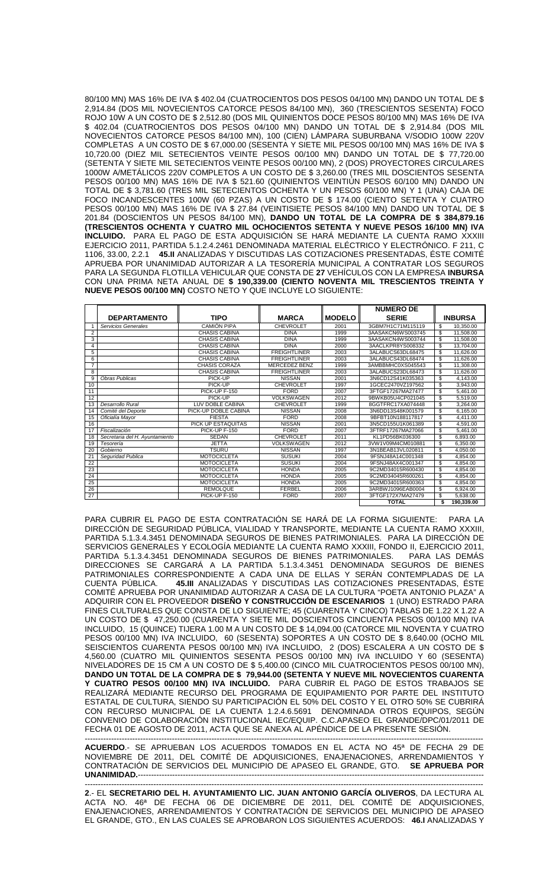80/100 MN) MAS 16% DE IVA $ 402.04 (CUATROCIENTOS DOS PESOS 04/100 MN) DANDO UN TOTAL DE $ 2,914.84 (DOS MIL NOVECIENTOS CATORCE PESOS 84/100 MN), 360 (TRESCIENTOS SESENTA) FOCO ROJO 10W A UN COSTO DE $ 2,512.80 (DOS MIL QUINIENTOS DOCE PESOS 80/100 MN) MAS 16% DE IVA $ 402.04 (CUATROCIENTOS DOS PESOS 04/100 MN) DANDO UN TOTAL DE $ 2,914.84 (DOS MIL NOVECIENTOS CATORCE PESOS 84/100 MN), 100 (CIEN) LÁMPARA SUBURBANA V/SODIO 100W 220V COMPLETAS A UN COSTO DE $ 67,000.00 (SESENTA Y SIETE MIL PESOS 00/100 MN) MAS 16% DE IVA $ 10,720.00 (DIEZ MIL SETECIENTOS VEINTE PESOS 00/100 MN) DANDO UN TOTAL DE $ 77,720.00 (SETENTA Y SIETE MIL SETECIENTOS VEINTE PESOS 00/100 MN), 2 (DOS) PROYECTORES CIRCULARES 1000W A/METÁLICOS 220V COMPLETOS A UN COSTO DE $ 3,260.00 (TRES MIL DOSCIENTOS SESENTA PESOS 00/100 MN) MAS 16% DE IVA $ 521.60 (QUINIENTOS VEINTIÚN PESOS 60/100 MN) DANDO UN TOTAL DE $ 3,781.60 (TRES MIL SETECIENTOS OCHENTA Y UN PESOS 60/100 MN) Y 1 (UNA) CAJA DE FOCO INCANDESCENTES 100W (60 PZAS) A UN COSTO DE $ 174.00 (CIENTO SETENTA Y CUATRO PESOS 00/100 MN) MAS 16% DE IVA $ 27.84 (VEINTISIETE PESOS 84/100 MN) DANDO UN TOTAL DE $ 201.84 (DOSCIENTOS UN PESOS 84/100 MN), **DANDO UN TOTAL DE LA COMPRA DE $ 384,879.16 (TRESCIENTOS OCHENTA Y CUATRO MIL OCHOCIENTOS SETENTA Y NUEVE PESOS 16/100 MN) IVA INCLUIDO.** PARA EL PAGO DE ESTA ADQUISICIÓN SE HARÁ MEDIANTE LA CUENTA RAMO XXXIII EJERCICIO 2011, PARTIDA 5.1.2.4.2461 DENOMINADA MATERIAL ELÉCTRICO Y ELECTRÓNICO. F 211, C 1106, 33.00, 2.2.1 **45.II** ANALIZADAS Y DISCUTIDAS LAS COTIZACIONES PRESENTADAS, ÉSTE COMITÉ APRUEBA POR UNANIMIDAD AUTORIZAR A LA TESORERÍA MUNICIPAL A CONTRATAR LOS SEGUROS PARA LA SEGUNDA FLOTILLA VEHICULAR QUE CONSTA DE **27** VEHÍCULOS CON LA EMPRESA **INBURSA** CON UNA PRIMA NETA ANUAL DE **$ 190,339.00 (CIENTO NOVENTA MIL TRESCIENTOS TREINTA Y NUEVE PESOS 00/100 MN)** COSTO NETO Y QUE INCLUYE LO SIGUIENTE:

| | DEPARTAMENTO | TIPO | MARCA | MODELO | NUMERO DE SERIE | INBURSA |
|---|---|---|---|---|---|---|
| 1 | *Servicios Generales* | CAMIÓN PIPA | CHEVROLET | 2001 | 3GBM7H1C71M115119 | $ 10,350.00 |
| 2 | | CHASIS CABINA | DINA | 1999 | 3AASAKCN6WS003745 | $ 11,508.00 |
| 3 | | CHASIS CABINA | DINA | 1999 | 3AASAKCN4WS003744 | $ 11,508.00 |
| 4 | | CHASIS CABINA | DINA | 2000 | 3AACLKPR8YS008332 | $ 13,704.00 |
| 5 | | CHASIS CABINA | FREIGHTLINER | 2003 | 3ALABUCS63DL68475 | $ 11,626.00 |
| 6 | | CHASIS CABINA | FREIGHTLINER | 2003 | 3ALABUCS43DL68474 | $ 11,626.00 |
| 7 | | CHASIS CORAZA | MERCEDEZ BENZ | 1999 | 3AMBBMHC0XS045543 | $ 11,308.00 |
| 8 | | CHASIS CABINA | FREIGHTLINER | 2003 | 3ALABUCS23DL68473 | $ 11,626.00 |
| 9 | *Obras Publicas* | PICK-UP | NISSAN | 2001 | 3N6CD12S41K035363 | $ 4,143.00 |
| 10 | | PICK-UP | CHEVROLET | 1997 | 1GCEC2470VZ197562 | $ 3,943.00 |
| 11 | | PICK-UP F-150 | FORD | 2007 | 3FTGF17267MA27477 | $ 5,461.00 |
| 12 | | PICK-UP | VOLKSWAGEN | 2012 | 9BWKB05U4CP021045 | $ 5,519.00 |
| 13 | *Desarrollo Rural* | LUV DOBLE CABINA | CHEVROLET | 1999 | 8GGTFRC17XA074448 | $ 3,264.00 |
| 14 | *Comité del Deporte* | PICK-UP DOBLE CABINA | NISSAN | 2008 | 3N6DD13S48K001579 | $ 6,165.00 |
| 15 | *Oficialía Mayor* | FIESTA | FORD | 2008 | 9BFBT10N188117817 | $ 4,411.00 |
| 16 | | PICK UP ESTAQUITAS | NISSAN | 2001 | 3N5CD155U1K061389 | $ 4,591.00 |
| 17 | *Fiscalización* | PICK-UP F-150 | FORD | 2007 | 3FTRF17267MA27066 | $ 5,461.00 |
| 18 | *Secretaria del H. Ayuntamiento* | SEDAN | CHEVROLET | 2011 | KL1PD56BK036300 | $ 6,893.00 |
| 19 | *Tesorería* | JETTA | VOLKSWAGEN | 2012 | 3VW1V09M4CM010881 | $ 6,350.00 |
| 20 | *Gobierno* | TSURU | NISSAN | 1997 | 3N1BEAB13VL020811 | $ 4,050.00 |
| 21 | *Seguridad Publica* | MOTOCICLETA | SUSUKI | 2004 | 9FSNJ48A14C001348 | $ 4,854.00 |
| 22 | | MOTOCICLETA | SUSUKI | 2004 | 9FSNJ48AX4C001347 | $ 4,854.00 |
| 23 | | MOTOCICLETA | HONDA | 2005 | 9C2MD34015R600430 | $ 4,854.00 |
| 24 | | MOTOCICLETA | HONDA | 2005 | 9C2MD34045R600261 | $ 4,854.00 |
| 25 | | MOTOCICLETA | HONDA | 2005 | 9C2MD34015R600363 | $ 4,854.00 |
| 26 | | REMOLQUE | FERBEL | 2006 | 3ARBWJ1096EAB0004 | $ 6,924.00 |
| 27 | | PICK-UP F-150 | FORD | 2007 | 3FTGF172X7MA27479 | $ 5,638.00 |
| | | | | | **TOTAL** | **$ 190,339.00** |

PARA CUBRIR EL PAGO DE ESTA CONTRATACIÓN SE HARÁ DE LA FORMA SIGUIENTE: PARA LA DIRECCIÓN DE SEGURIDAD PÚBLICA, VIALIDAD Y TRANSPORTE, MEDIANTE LA CUENTA RAMO XXXIII, PARTIDA 5.1.3.4.3451 DENOMINADA SEGUROS DE BIENES PATRIMONIALES. PARA LA DIRECCIÓN DE SERVICIOS GENERALES Y ECOLOGÍA MEDIANTE LA CUENTA RAMO XXXIII, FONDO II, EJERCICIO 2011, PARTIDA 5.1.3.4.3451 DENOMINADA SEGUROS DE BIENES PATRIMONIALES. PARA LAS DEMÁS DIRECCIONES SE CARGARÁ A LA PARTIDA 5.1.3.4.3451 DENOMINADA SEGUROS DE BIENES PATRIMONIALES CORRESPONDIENTE A CADA UNA DE ELLAS Y SERÁN CONTEMPLADAS DE LA CUENTA PÚBLICA. **45.III** ANALIZADAS Y DISCUTIDAS LAS COTIZACIONES PRESENTADAS, ÉSTE COMITÉ APRUEBA POR UNANIMIDAD AUTORIZAR A CASA DE LA CULTURA "POETA ANTONIO PLAZA" A ADQUIRIR CON EL PROVEEDOR **DISEÑO Y CONSTRUCCIÓN DE ESCENARIOS** 1 (UNO) ESTRADO PARA FINES CULTURALES QUE CONSTA DE LO SIGUIENTE; 45 (CUARENTA Y CINCO) TABLAS DE 1.22 X 1.22 A UN COSTO DE $ 47,250.00 (CUARENTA Y SIETE MIL DOSCIENTOS CINCUENTA PESOS 00/100 MN) IVA INCLUIDO, 15 (QUINCE) TIJERA 1.00 M A UN COSTO DE $ 14,094.00 (CATORCE MIL NOVENTA Y CUATRO PESOS 00/100 MN) IVA INCLUIDO, 60 (SESENTA) SOPORTES A UN COSTO DE $ 8,640.00 (OCHO MIL SEISCIENTOS CUARENTA PESOS 00/100 MN) IVA INCLUIDO, 2 (DOS) ESCALERA A UN COSTO DE $ 4,560.00 (CUATRO MIL QUINIENTOS SESENTA PESOS 00/100 MN) IVA INCLUIDO Y 60 (SESENTA) NIVELADORES DE 15 CM A UN COSTO DE $ 5,400.00 (CINCO MIL CUATROCIENTOS PESOS 00/100 MN), **DANDO UN TOTAL DE LA COMPRA DE $ 79,944.00 (SETENTA Y NUEVE MIL NOVECIENTOS CUARENTA Y CUATRO PESOS 00/100 MN) IVA INCLUIDO.** PARA CUBRIR EL PAGO DE ESTOS TRABAJOS SE REALIZARÁ MEDIANTE RECURSO DEL PROGRAMA DE EQUIPAMIENTO POR PARTE DEL INSTITUTO ESTATAL DE CULTURA, SIENDO SU PARTICIPACIÓN EL 50% DEL COSTO Y EL OTRO 50% SE CUBRIRÁ CON RECURSO MUNICIPAL DE LA CUENTA 1.2.4.6.5691 DENOMINADA OTROS EQUIPOS, SEGÚN CONVENIO DE COLABORACIÓN INSTITUCIONAL IEC/EQUIP. C.C.APASEO EL GRANDE/DPC/01/2011 DE FECHA 01 DE AGOSTO DE 2011, ACTA QUE SE ANEXA AL APÉNDICE DE LA PRESENTE SESIÓN.

---

**ACUERDO**.- SE APRUEBAN LOS ACUERDOS TOMADOS EN EL ACTA NO 45ª DE FECHA 29 DE NOVIEMBRE DE 2011, DEL COMITÉ DE ADQUISICIONES, ENAJENACIONES, ARRENDAMIENTOS Y CONTRATACIÓN DE SERVICIOS DEL MUNICIPIO DE APASEO EL GRANDE, GTO. **SE APRUEBA POR UNANIMIDAD.**---

---

**2**.- EL **SECRETARIO DEL H. AYUNTAMIENTO LIC. JUAN ANTONIO GARCÍA OLIVEROS**, DA LECTURA AL ACTA NO. 46ª DE FECHA 06 DE DICIEMBRE DE 2011, DEL COMITÉ DE ADQUISICIONES, ENAJENACIONES, ARRENDAMIENTOS Y CONTRATACIÓN DE SERVICIOS DEL MUNICIPIO DE APASEO EL GRANDE, GTO., EN LAS CUALES SE APROBARON LOS SIGUIENTES ACUERDOS: **46.I** ANALIZADAS Y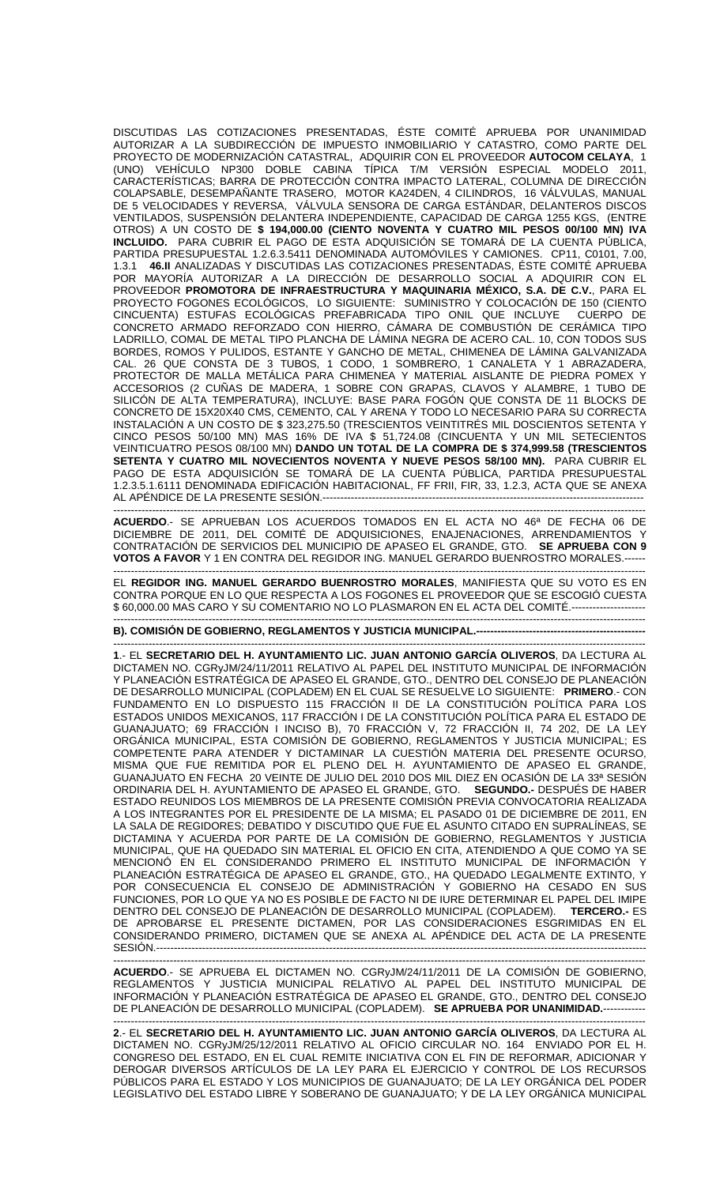DISCUTIDAS LAS COTIZACIONES PRESENTADAS, ÉSTE COMITÉ APRUEBA POR UNANIMIDAD AUTORIZAR A LA SUBDIRECCIÓN DE IMPUESTO INMOBILIARIO Y CATASTRO, COMO PARTE DEL PROYECTO DE MODERNIZACIÓN CATASTRAL, ADQUIRIR CON EL PROVEEDOR **AUTOCOM CELAYA**, 1 (UNO) VEHÍCULO NP300 DOBLE CABINA TÍPICA T/M VERSIÓN ESPECIAL MODELO 2011, CARACTERÍSTICAS; BARRA DE PROTECCIÓN CONTRA IMPACTO LATERAL, COLUMNA DE DIRECCIÓN COLAPSABLE, DESEMPAÑANTE TRASERO, MOTOR KA24DEN, 4 CILINDROS, 16 VÁLVULAS, MANUAL DE 5 VELOCIDADES Y REVERSA, VÁLVULA SENSORA DE CARGA ESTÁNDAR, DELANTEROS DISCOS VENTILADOS, SUSPENSIÓN DELANTERA INDEPENDIENTE, CAPACIDAD DE CARGA 1255 KGS, (ENTRE OTROS) A UN COSTO DE **$ 194,000.00 (CIENTO NOVENTA Y CUATRO MIL PESOS 00/100 MN) IVA INCLUIDO.** PARA CUBRIR EL PAGO DE ESTA ADQUISICIÓN SE TOMARÁ DE LA CUENTA PÚBLICA, PARTIDA PRESUPUESTAL 1.2.6.3.5411 DENOMINADA AUTOMÓVILES Y CAMIONES. CP11, C0101, 7.00, 1.3.1 **46.II** ANALIZADAS Y DISCUTIDAS LAS COTIZACIONES PRESENTADAS, ÉSTE COMITÉ APRUEBA POR MAYORÍA AUTORIZAR A LA DIRECCIÓN DE DESARROLLO SOCIAL A ADQUIRIR CON EL PROVEEDOR **PROMOTORA DE INFRAESTRUCTURA Y MAQUINARIA MÉXICO, S.A. DE C.V.**, PARA EL PROYECTO FOGONES ECOLÓGICOS, LO SIGUIENTE: SUMINISTRO Y COLOCACIÓN DE 150 (CIENTO CINCUENTA) ESTUFAS ECOLÓGICAS PREFABRICADA TIPO ONIL QUE INCLUYE CUERPO DE CONCRETO ARMADO REFORZADO CON HIERRO, CÁMARA DE COMBUSTIÓN DE CERÁMICA TIPO LADRILLO, COMAL DE METAL TIPO PLANCHA DE LÁMINA NEGRA DE ACERO CAL. 10, CON TODOS SUS BORDES, ROMOS Y PULIDOS, ESTANTE Y GANCHO DE METAL, CHIMENEA DE LÁMINA GALVANIZADA CAL. 26 QUE CONSTA DE 3 TUBOS, 1 CODO, 1 SOMBRERO, 1 CANALETA Y 1 ABRAZADERA, PROTECTOR DE MALLA METÁLICA PARA CHIMENEA Y MATERIAL AISLANTE DE PIEDRA POMEX Y ACCESORIOS (2 CUÑAS DE MADERA, 1 SOBRE CON GRAPAS, CLAVOS Y ALAMBRE, 1 TUBO DE SILICÓN DE ALTA TEMPERATURA), INCLUYE: BASE PARA FOGÓN QUE CONSTA DE 11 BLOCKS DE CONCRETO DE 15X20X40 CMS, CEMENTO, CAL Y ARENA Y TODO LO NECESARIO PARA SU CORRECTA INSTALACIÓN A UN COSTO DE $ 323,275.50 (TRESCIENTOS VEINTITRÉS MIL DOSCIENTOS SETENTA Y CINCO PESOS 50/100 MN) MAS 16% DE IVA $ 51,724.08 (CINCUENTA Y UN MIL SETECIENTOS VEINTICUATRO PESOS 08/100 MN) **DANDO UN TOTAL DE LA COMPRA DE $ 374,999.58 (TRESCIENTOS SETENTA Y CUATRO MIL NOVECIENTOS NOVENTA Y NUEVE PESOS 58/100 MN).** PARA CUBRIR EL PAGO DE ESTA ADQUISICIÓN SE TOMARÁ DE LA CUENTA PÚBLICA, PARTIDA PRESUPUESTAL 1.2.3.5.1.6111 DENOMINADA EDIFICACIÓN HABITACIONAL, FF FRII, FIR, 33, 1.2.3, ACTA QUE SE ANEXA AL APÉNDICE DE LA PRESENTE SESIÓN.----------------------------------------------------------------------------------------------

**ACUERDO**.- SE APRUEBAN LOS ACUERDOS TOMADOS EN EL ACTA NO 46ª DE FECHA 06 DE DICIEMBRE DE 2011, DEL COMITÉ DE ADQUISICIONES, ENAJENACIONES, ARRENDAMIENTOS Y CONTRATACIÓN DE SERVICIOS DEL MUNICIPIO DE APASEO EL GRANDE, GTO. **SE APRUEBA CON 9 VOTOS A FAVOR** Y 1 EN CONTRA DEL REGIDOR ING. MANUEL GERARDO BUENROSTRO MORALES.------

EL **REGIDOR ING. MANUEL GERARDO BUENROSTRO MORALES**, MANIFIESTA QUE SU VOTO ES EN CONTRA PORQUE EN LO QUE RESPECTA A LOS FOGONES EL PROVEEDOR QUE SE ESCOGIÓ CUESTA $ 60,000.00 MAS CARO Y SU COMENTARIO NO LO PLASMARON EN EL ACTA DEL COMITÉ.---------------------

**B). COMISIÓN DE GOBIERNO, REGLAMENTOS Y JUSTICIA MUNICIPAL.-------------------------------------------------**

**1**.- EL **SECRETARIO DEL H. AYUNTAMIENTO LIC. JUAN ANTONIO GARCÍA OLIVEROS**, DA LECTURA AL DICTAMEN NO. CGRyJM/24/11/2011 RELATIVO AL PAPEL DEL INSTITUTO MUNICIPAL DE INFORMACIÓN Y PLANEACIÓN ESTRATÉGICA DE APASEO EL GRANDE, GTO., DENTRO DEL CONSEJO DE PLANEACIÓN DE DESARROLLO MUNICIPAL (COPLADEM) EN EL CUAL SE RESUELVE LO SIGUIENTE: **PRIMERO**.- CON FUNDAMENTO EN LO DISPUESTO 115 FRACCIÓN II DE LA CONSTITUCIÓN POLÍTICA PARA LOS ESTADOS UNIDOS MEXICANOS, 117 FRACCIÓN I DE LA CONSTITUCIÓN POLÍTICA PARA EL ESTADO DE GUANAJUATO; 69 FRACCIÓN I INCISO B), 70 FRACCIÓN V, 72 FRACCIÓN II, 74 202, DE LA LEY ORGÁNICA MUNICIPAL, ESTA COMISIÓN DE GOBIERNO, REGLAMENTOS Y JUSTICIA MUNICIPAL; ES COMPETENTE PARA ATENDER Y DICTAMINAR LA CUESTIÓN MATERIA DEL PRESENTE OCURSO, MISMA QUE FUE REMITIDA POR EL PLENO DEL H. AYUNTAMIENTO DE APASEO EL GRANDE, GUANAJUATO EN FECHA 20 VEINTE DE JULIO DEL 2010 DOS MIL DIEZ EN OCASIÓN DE LA 33ª SESIÓN ORDINARIA DEL H. AYUNTAMIENTO DE APASEO EL GRANDE, GTO. **SEGUNDO.-** DESPUÉS DE HABER ESTADO REUNIDOS LOS MIEMBROS DE LA PRESENTE COMISIÓN PREVIA CONVOCATORIA REALIZADA A LOS INTEGRANTES POR EL PRESIDENTE DE LA MISMA; EL PASADO 01 DE DICIEMBRE DE 2011, EN LA SALA DE REGIDORES; DEBATIDO Y DISCUTIDO QUE FUE EL ASUNTO CITADO EN SUPRALÍNEAS, SE DICTAMINA Y ACUERDA POR PARTE DE LA COMISIÓN DE GOBIERNO, REGLAMENTOS Y JUSTICIA MUNICIPAL, QUE HA QUEDADO SIN MATERIAL EL OFICIO EN CITA, ATENDIENDO A QUE COMO YA SE MENCIONÓ EN EL CONSIDERANDO PRIMERO EL INSTITUTO MUNICIPAL DE INFORMACIÓN Y PLANEACIÓN ESTRATÉGICA DE APASEO EL GRANDE, GTO., HA QUEDADO LEGALMENTE EXTINTO, Y POR CONSECUENCIA EL CONSEJO DE ADMINISTRACIÓN Y GOBIERNO HA CESADO EN SUS FUNCIONES, POR LO QUE YA NO ES POSIBLE DE FACTO NI DE IURE DETERMINAR EL PAPEL DEL IMIPE DENTRO DEL CONSEJO DE PLANEACIÓN DE DESARROLLO MUNICIPAL (COPLADEM). **TERCERO.-** ES DE APROBARSE EL PRESENTE DICTAMEN, POR LAS CONSIDERACIONES ESGRIMIDAS EN EL CONSIDERANDO PRIMERO, DICTAMEN QUE SE ANEXA AL APÉNDICE DEL ACTA DE LA PRESENTE SESIÓN.-----------------------------------------------------------------------------------------------------------------------

**ACUERDO**.- SE APRUEBA EL DICTAMEN NO. CGRyJM/24/11/2011 DE LA COMISIÓN DE GOBIERNO, REGLAMENTOS Y JUSTICIA MUNICIPAL RELATIVO AL PAPEL DEL INSTITUTO MUNICIPAL DE INFORMACIÓN Y PLANEACIÓN ESTRATÉGICA DE APASEO EL GRANDE, GTO., DENTRO DEL CONSEJO DE PLANEACIÓN DE DESARROLLO MUNICIPAL (COPLADEM). **SE APRUEBA POR UNANIMIDAD.**------------

**2**.- EL **SECRETARIO DEL H. AYUNTAMIENTO LIC. JUAN ANTONIO GARCÍA OLIVEROS**, DA LECTURA AL DICTAMEN NO. CGRyJM/25/12/2011 RELATIVO AL OFICIO CIRCULAR NO. 164 ENVIADO POR EL H. CONGRESO DEL ESTADO, EN EL CUAL REMITE INICIATIVA CON EL FIN DE REFORMAR, ADICIONAR Y DEROGAR DIVERSOS ARTÍCULOS DE LA LEY PARA EL EJERCICIO Y CONTROL DE LOS RECURSOS PÚBLICOS PARA EL ESTADO Y LOS MUNICIPIOS DE GUANAJUATO; DE LA LEY ORGÁNICA DEL PODER LEGISLATIVO DEL ESTADO LIBRE Y SOBERANO DE GUANAJUATO; Y DE LA LEY ORGÁNICA MUNICIPAL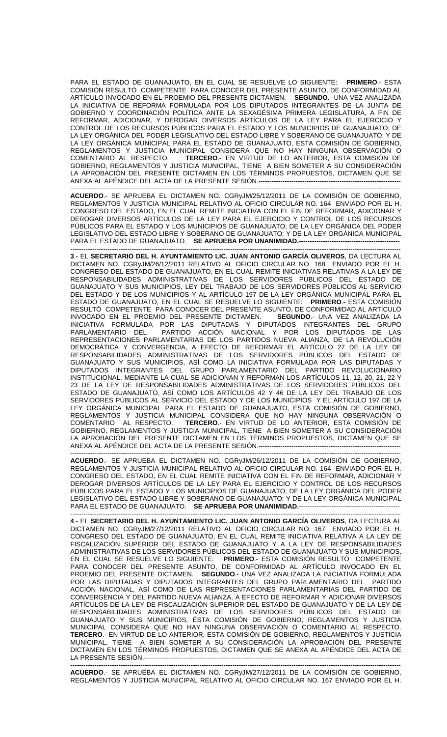PARA EL ESTADO DE GUANAJUATO, EN EL CUAL SE RESUELVE LO SIGUIENTE: **PRIMERO**.- ESTA COMISIÓN RESULTÓ COMPETENTE PARA CONOCER DEL PRESENTE ASUNTO, DE CONFORMIDAD AL ARTÍCULO INVOCADO EN EL PROEMIO DEL PRESENTE DICTAMEN. **SEGUNDO**.- UNA VEZ ANALIZADA LA INICIATIVA DE REFORMA FORMULADA POR LOS DIPUTADOS INTEGRANTES DE LA JUNTA DE GOBIERNO Y COORDINACIÓN POLÍTICA ANTE LA SEXAGÉSIMA PRIMERA LEGISLATURA, A FIN DE REFORMAR, ADICIONAR, Y DEROGAR DIVERSOS ARTÍCULOS DE LA LEY PARA EL EJERCICIO Y CONTROL DE LOS RECURSOS PÚBLICOS PARA EL ESTADO Y LOS MUNICIPIOS DE GUANAJUATO; DE LA LEY ORGÁNICA DEL PODER LEGISLATIVO DEL ESTADO LIBRE Y SOBERANO DE GUANAJUATO; Y DE LA LEY ORGÁNICA MUNICIPAL PARA EL ESTADO DE GUANAJUATO, ESTA COMISIÓN DE GOBIERNO, REGLAMENTOS Y JUSTICIA MUNICIPAL CONSIDERA QUE NO HAY NINGUNA OBSERVACIÓN O COMENTARIO AL RESPECTO. **TERCERO**.- EN VIRTUD DE LO ANTERIOR, ESTA COMISIÓN DE GOBIERNO, REGLAMENTOS Y JUSTICIA MUNICIPAL, TIENE A BIEN SOMETER A SU CONSIDERACIÓN LA APROBACIÓN DEL PRESENTE DICTAMEN EN LOS TÉRMINOS PROPUESTOS, DICTAMEN QUE SE ANEXA AL APÉNDICE DEL ACTA DE LA PRESENTE SESIÓN.-----------------------------------------------------------------

**ACUERDO**.- SE APRUEBA EL DICTAMEN NO. CGRyJM/25/12/2011 DE LA COMISIÓN DE GOBIERNO, REGLAMENTOS Y JUSTICIA MUNICIPAL RELATIVO AL OFICIO CIRCULAR NO. 164 ENVIADO POR EL H. CONGRESO DEL ESTADO, EN EL CUAL REMITE INICIATIVA CON EL FIN DE REFORMAR, ADICIONAR Y DEROGAR DIVERSOS ARTÍCULOS DE LA LEY PARA EL EJERCICIO Y CONTROL DE LOS RECURSOS PÚBLICOS PARA EL ESTADO Y LOS MUNICIPIOS DE GUANAJUATO; DE LA LEY ORGÁNICA DEL PODER LEGISLATIVO DEL ESTADO LIBRE Y SOBERANO DE GUANAJUATO; Y DE LA LEY ORGÁNICA MUNICIPAL PARA EL ESTADO DE GUANAJUATO. **SE APRUEBA POR UNANIMIDAD.**----------------------------------------------

**3**.- EL **SECRETARIO DEL H. AYUNTAMIENTO LIC. JUAN ANTONIO GARCÍA OLIVEROS**, DA LECTURA AL DICTAMEN NO. CGRyJM/26/12/2011 RELATIVO AL OFICIO CIRCULAR NO. 168 ENVIADO POR EL H. CONGRESO DEL ESTADO DE GUANAJUATO, EN EL CUAL REMITE INICIATIVAS RELATIVAS A LA LEY DE RESPONSABILIDADES ADMINISTRATIVAS DE LOS SERVIDORES PÚBLICOS DEL ESTADO DE GUANAJUATO Y SUS MUNICIPIOS, LEY DEL TRABAJO DE LOS SERVIDORES PÚBLICOS AL SERVICIO DEL ESTADO Y DE LOS MUNICIPIOS Y AL ARTÍCULO 197 DE LA LEY ORGÁNICA MUNICIPAL PARA EL ESTADO DE GUANAJUATO, EN EL CUAL SE RESUELVE LO SIGUIENTE: **PRIMERO**.- ESTA COMISIÓN RESULTÓ COMPETENTE PARA CONOCER DEL PRESENTE ASUNTO, DE CONFORMIDAD AL ARTÍCULO INVOCADO EN EL PROEMIO DEL PRESENTE DICTAMEN. **SEGUNDO**.- UNA VEZ ANALIZADA LA INICIATIVA FORMULADA POR LAS DIPUTADAS Y DIPUTADOS INTEGRANTES DEL GRUPO PARLAMENTARIO DEL PARTIDO ACCIÓN NACIONAL Y POR LOS DIPUTADOS DE LAS REPRESENTACIONES PARLAMENTARIAS DE LOS PARTIDOS NUEVA ALIANZA, DE LA REVOLUCIÓN DEMOCRÁTICA Y CONVERGENCIA, A EFECTO DE REFORMAR EL ARTÍCULO 27 DE LA LEY DE RESPONSABILIDADES ADMINISTRATIVAS DE LOS SERVIDORES PÚBLICOS DEL ESTADO DE GUANAJUATO Y SUS MUNICIPIOS, ASÍ COMO LA INICIATIVA FORMULADA POR LAS DIPUTADAS Y DIPUTADOS INTEGRANTES DEL GRUPO PARLAMENTARIO DEL PARTIDO REVOLUCIONARIO INSTITUCIONAL, MEDIANTE LA CUAL SE ADICIONAN Y REFORMAN LOS ARTÍCULOS 11, 12, 20, 21, 22 Y 23 DE LA LEY DE RESPONSABILIDADES ADMINISTRATIVAS DE LOS SERVIDORES PÚBLICOS DEL ESTADO DE GUANAJUATO, ASÍ COMO LOS ARTÍCULOS 42 Y 46 DE LA LEY DEL TRABAJO DE LOS SERVIDORES PÚBLICOS AL SERVICIO DEL ESTADO Y DE LOS MUNICIPIOS Y EL ARTÍCULO 197 DE LA LEY ORGÁNICA MUNICIPAL PARA EL ESTADO DE GUANAJUATO, ESTA COMISIÓN DE GOBIERNO, REGLAMENTOS Y JUSTICIA MUNICIPAL CONSIDERA QUE NO HAY NINGUNA OBSERVACIÓN O COMENTARIO AL RESPECTO. **TERCERO**.- EN VIRTUD DE LO ANTERIOR, ESTA COMISIÓN DE GOBIERNO, REGLAMENTOS Y JUSTICIA MUNICIPAL, TIENE A BIEN SOMETER A SU CONSIDERACIÓN LA APROBACIÓN DEL PRESENTE DICTAMEN EN LOS TÉRMINOS PROPUESTOS, DICTAMEN QUE SE ANEXA AL APÉNDICE DEL ACTA DE LA PRESENTE SESIÓN.-----------------------------------------------------------------

**ACUERDO**.- SE APRUEBA EL DICTAMEN NO. CGRyJM/26/12/2011 DE LA COMISIÓN DE GOBIERNO, REGLAMENTOS Y JUSTICIA MUNICIPAL RELATIVO AL OFICIO CIRCULAR NO. 164 ENVIADO POR EL H. CONGRESO DEL ESTADO, EN EL CUAL REMITE INICIATIVA CON EL FIN DE REFORMAR, ADICIONAR Y DEROGAR DIVERSOS ARTÍCULOS DE LA LEY PARA EL EJERCICIO Y CONTROL DE LOS RECURSOS PÚBLICOS PARA EL ESTADO Y LOS MUNICIPIOS DE GUANAJUATO; DE LA LEY ORGÁNICA DEL PODER LEGISLATIVO DEL ESTADO LIBRE Y SOBERANO DE GUANAJUATO; Y DE LA LEY ORGÁNICA MUNICIPAL PARA EL ESTADO DE GUANAJUATO. **SE APRUEBA POR UNANIMIDAD.**----------------------------------------------

**4**.- EL **SECRETARIO DEL H. AYUNTAMIENTO LIC. JUAN ANTONIO GARCÍA OLIVEROS**, DA LECTURA AL DICTAMEN NO. CGRyJM/27/12/2011 RELATIVO AL OFICIO CIRCULAR NO. 167 ENVIADO POR EL H. CONGRESO DEL ESTADO DE GUANAJUATO, EN EL CUAL REMITE INICIATIVA RELATIVA A LA LEY DE FISCALIZACIÓN SUPERIOR DEL ESTADO DE GUANAJUATO Y A LA LEY DE RESPONSABILIDADES ADMINISTRATIVAS DE LOS SERVIDORES PÚBLICOS DEL ESTADO DE GUANAJUATO Y SUS MUNICIPIOS, EN EL CUAL SE RESUELVE LO SIGUIENTE: **PRIMERO**.- ESTA COMISIÓN RESULTÓ COMPETENTE PARA CONOCER DEL PRESENTE ASUNTO, DE CONFORMIDAD AL ARTÍCULO INVOCADO EN EL PROEMIO DEL PRESENTE DICTAMEN. **SEGUNDO**.- UNA VEZ ANALIZADA LA INICIATIVA FORMULADA POR LAS DIPUTADAS Y DIPUTADOS INTEGRANTES DEL GRUPO PARLAMENTARIO DEL PARTIDO ACCIÓN NACIONAL, ASÍ COMO DE LAS REPRESENTACIONES PARLAMENTARIAS DEL PARTIDO DE CONVERGENCIA Y DEL PARTIDO NUEVA ALIANZA, A EFECTO DE REFORMAR Y ADICIONAR DIVERSOS ARTÍCULOS DE LA LEY DE FISCALIZACIÓN SUPERIOR DEL ESTADO DE GUANAJUATO Y DE LA LEY DE RESPONSABILIDADES ADMINISTRATIVAS DE LOS SERVIDORES PÚBLICOS DEL ESTADO DE GUANAJUATO Y SUS MUNICIPIOS, ÉSTA COMISIÓN DE GOBIERNO, REGLAMENTOS Y JUSTICIA MUNICIPAL CONSIDERA QUE NO HAY NINGUNA OBSERVACIÓN O COMENTARIO AL RESPECTO. **TERCERO**.- EN VIRTUD DE LO ANTERIOR, ESTA COMISIÓN DE GOBIERNO, REGLAMENTOS Y JUSTICIA MUNICIPAL, TIENE A BIEN SOMETER A SU CONSIDERACIÓN LA APROBACIÓN DEL PRESENTE DICTAMEN EN LOS TÉRMINOS PROPUESTOS, DICTAMEN QUE SE ANEXA AL APÉNDICE DEL ACTA DE LA PRESENTE SESIÓN.-------------------------------------------------------------------------------------------------------

**ACUERDO**.- SE APRUEBA EL DICTAMEN NO. CGRyJM/27/12/2011 DE LA COMISIÓN DE GOBIERNO, REGLAMENTOS Y JUSTICIA MUNICIPAL RELATIVO AL OFICIO CIRCULAR NO. 167 ENVIADO POR EL H.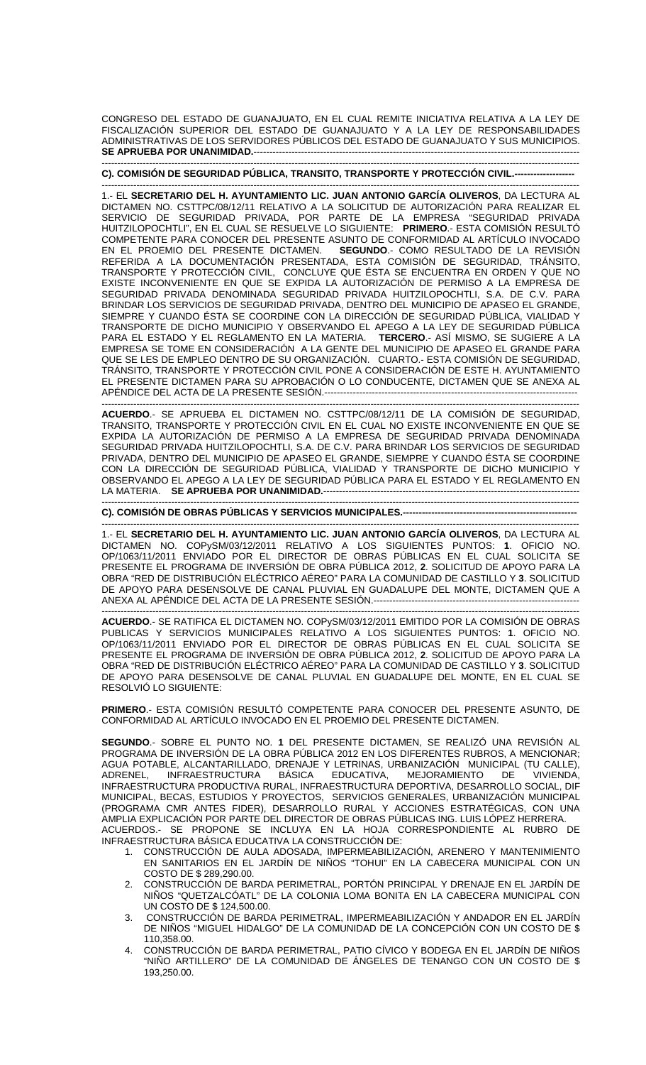CONGRESO DEL ESTADO DE GUANAJUATO, EN EL CUAL REMITE INICIATIVA RELATIVA A LA LEY DE FISCALIZACIÓN SUPERIOR DEL ESTADO DE GUANAJUATO Y A LA LEY DE RESPONSABILIDADES ADMINISTRATIVAS DE LOS SERVIDORES PÚBLICOS DEL ESTADO DE GUANAJUATO Y SUS MUNICIPIOS. **SE APRUEBA POR UNANIMIDAD.**---------------------------------------------------------------------------------------------------

---------------------------------------------------------------------------------------------------------------------------------------

**C). COMISIÓN DE SEGURIDAD PÚBLICA, TRANSITO, TRANSPORTE Y PROTECCIÓN CIVIL.-------------------**

---------------------------------------------------------------------------------------------------------------------------------------

1.- EL **SECRETARIO DEL H. AYUNTAMIENTO LIC. JUAN ANTONIO GARCÍA OLIVEROS**, DA LECTURA AL DICTAMEN NO. CSTTPC/08/12/11 RELATIVO A LA SOLICITUD DE AUTORIZACIÓN PARA REALIZAR EL SERVICIO DE SEGURIDAD PRIVADA, POR PARTE DE LA EMPRESA "SEGURIDAD PRIVADA HUITZILOPOCHTLI", EN EL CUAL SE RESUELVE LO SIGUIENTE: **PRIMERO**.- ESTA COMISIÓN RESULTÓ COMPETENTE PARA CONOCER DEL PRESENTE ASUNTO DE CONFORMIDAD AL ARTÍCULO INVOCADO EN EL PROEMIO DEL PRESENTE DICTAMEN. **SEGUNDO**.- COMO RESULTADO DE LA REVISIÓN REFERIDA A LA DOCUMENTACIÓN PRESENTADA, ESTA COMISIÓN DE SEGURIDAD, TRÁNSITO, TRANSPORTE Y PROTECCIÓN CIVIL, CONCLUYE QUE ÉSTA SE ENCUENTRA EN ORDEN Y QUE NO EXISTE INCONVENIENTE EN QUE SE EXPIDA LA AUTORIZACIÓN DE PERMISO A LA EMPRESA DE SEGURIDAD PRIVADA DENOMINADA SEGURIDAD PRIVADA HUITZILOPOCHTLI, S.A. DE C.V. PARA BRINDAR LOS SERVICIOS DE SEGURIDAD PRIVADA, DENTRO DEL MUNICIPIO DE APASEO EL GRANDE, SIEMPRE Y CUANDO ÉSTA SE COORDINE CON LA DIRECCIÓN DE SEGURIDAD PÚBLICA, VIALIDAD Y TRANSPORTE DE DICHO MUNICIPIO Y OBSERVANDO EL APEGO A LA LEY DE SEGURIDAD PÚBLICA PARA EL ESTADO Y EL REGLAMENTO EN LA MATERIA. **TERCERO**.- ASÍ MISMO, SE SUGIERE A LA EMPRESA SE TOME EN CONSIDERACIÓN A LA GENTE DEL MUNICIPIO DE APASEO EL GRANDE PARA QUE SE LES DE EMPLEO DENTRO DE SU ORGANIZACIÓN. CUARTO.- ESTA COMISIÓN DE SEGURIDAD, TRÁNSITO, TRANSPORTE Y PROTECCIÓN CIVIL PONE A CONSIDERACIÓN DE ESTE H. AYUNTAMIENTO EL PRESENTE DICTAMEN PARA SU APROBACIÓN O LO CONDUCENTE, DICTAMEN QUE SE ANEXA AL APÉNDICE DEL ACTA DE LA PRESENTE SESIÓN.-----------------------------------------------------------------------------

---------------------------------------------------------------------------------------------------------------------------------------

**ACUERDO**.- SE APRUEBA EL DICTAMEN NO. CSTTPC/08/12/11 DE LA COMISIÓN DE SEGURIDAD, TRANSITO, TRANSPORTE Y PROTECCIÓN CIVIL EN EL CUAL NO EXISTE INCONVENIENTE EN QUE SE EXPIDA LA AUTORIZACIÓN DE PERMISO A LA EMPRESA DE SEGURIDAD PRIVADA DENOMINADA SEGURIDAD PRIVADA HUITZILOPOCHTLI, S.A. DE C.V. PARA BRINDAR LOS SERVICIOS DE SEGURIDAD PRIVADA, DENTRO DEL MUNICIPIO DE APASEO EL GRANDE, SIEMPRE Y CUANDO ÉSTA SE COORDINE CON LA DIRECCIÓN DE SEGURIDAD PÚBLICA, VIALIDAD Y TRANSPORTE DE DICHO MUNICIPIO Y OBSERVANDO EL APEGO A LA LEY DE SEGURIDAD PÚBLICA PARA EL ESTADO Y EL REGLAMENTO EN LA MATERIA. **SE APRUEBA POR UNANIMIDAD.**-------------------------------------------------------------------------------

---------------------------------------------------------------------------------------------------------------------------------------

**C). COMISIÓN DE OBRAS PÚBLICAS Y SERVICIOS MUNICIPALES.-------------------------------------------------------**

---------------------------------------------------------------------------------------------------------------------------------------

1.- EL **SECRETARIO DEL H. AYUNTAMIENTO LIC. JUAN ANTONIO GARCÍA OLIVEROS**, DA LECTURA AL DICTAMEN NO. COPySM/03/12/2011 RELATIVO A LOS SIGUIENTES PUNTOS: **1**. OFICIO NO. OP/1063/11/2011 ENVIADO POR EL DIRECTOR DE OBRAS PÚBLICAS EN EL CUAL SOLICITA SE PRESENTE EL PROGRAMA DE INVERSIÓN DE OBRA PÚBLICA 2012, **2**. SOLICITUD DE APOYO PARA LA OBRA "RED DE DISTRIBUCIÓN ELÉCTRICO AÉREO" PARA LA COMUNIDAD DE CASTILLO Y **3**. SOLICITUD DE APOYO PARA DESENSOLVE DE CANAL PLUVIAL EN GUADALUPE DEL MONTE, DICTAMEN QUE A ANEXA AL APÉNDICE DEL ACTA DE LA PRESENTE SESIÓN.----------------------------------------------------------------

---------------------------------------------------------------------------------------------------------------------------------------

**ACUERDO**.- SE RATIFICA EL DICTAMEN NO. COPySM/03/12/2011 EMITIDO POR LA COMISIÓN DE OBRAS PUBLICAS Y SERVICIOS MUNICIPALES RELATIVO A LOS SIGUIENTES PUNTOS: **1**. OFICIO NO. OP/1063/11/2011 ENVIADO POR EL DIRECTOR DE OBRAS PÚBLICAS EN EL CUAL SOLICITA SE PRESENTE EL PROGRAMA DE INVERSIÓN DE OBRA PÚBLICA 2012, **2**. SOLICITUD DE APOYO PARA LA OBRA "RED DE DISTRIBUCIÓN ELÉCTRICO AÉREO" PARA LA COMUNIDAD DE CASTILLO Y **3**. SOLICITUD DE APOYO PARA DESENSOLVE DE CANAL PLUVIAL EN GUADALUPE DEL MONTE, EN EL CUAL SE RESOLVIÓ LO SIGUIENTE:

**PRIMERO**.- ESTA COMISIÓN RESULTÓ COMPETENTE PARA CONOCER DEL PRESENTE ASUNTO, DE CONFORMIDAD AL ARTÍCULO INVOCADO EN EL PROEMIO DEL PRESENTE DICTAMEN.

**SEGUNDO**.- SOBRE EL PUNTO NO. **1** DEL PRESENTE DICTAMEN, SE REALIZÓ UNA REVISIÓN AL PROGRAMA DE INVERSIÓN DE LA OBRA PÚBLICA 2012 EN LOS DIFERENTES RUBROS, A MENCIONAR; AGUA POTABLE, ALCANTARILLADO, DRENAJE Y LETRINAS, URBANIZACIÓN MUNICIPAL (TU CALLE), ADRENEL, INFRAESTRUCTURA BÁSICA EDUCATIVA, MEJORAMIENTO DE VIVIENDA, INFRAESTRUCTURA PRODUCTIVA RURAL, INFRAESTRUCTURA DEPORTIVA, DESARROLLO SOCIAL, DIF MUNICIPAL, BECAS, ESTUDIOS Y PROYECTOS, SERVICIOS GENERALES, URBANIZACIÓN MUNICIPAL (PROGRAMA CMR ANTES FIDER), DESARROLLO RURAL Y ACCIONES ESTRATÉGICAS, CON UNA AMPLIA EXPLICACIÓN POR PARTE DEL DIRECTOR DE OBRAS PÚBLICAS ING. LUIS LÓPEZ HERRERA.
ACUERDOS.- SE PROPONE SE INCLUYA EN LA HOJA CORRESPONDIENTE AL RUBRO DE INFRAESTRUCTURA BÁSICA EDUCATIVA LA CONSTRUCCIÓN DE:

1. CONSTRUCCIÓN DE AULA ADOSADA, IMPERMEABILIZACIÓN, ARENERO Y MANTENIMIENTO EN SANITARIOS EN EL JARDÍN DE NIÑOS "TOHUI" EN LA CABECERA MUNICIPAL CON UN COSTO DE $ 289,290.00.
2. CONSTRUCCIÓN DE BARDA PERIMETRAL, PORTÓN PRINCIPAL Y DRENAJE EN EL JARDÍN DE NIÑOS "QUETZALCÓATL" DE LA COLONIA LOMA BONITA EN LA CABECERA MUNICIPAL CON UN COSTO DE $ 124,500.00.
3. CONSTRUCCIÓN DE BARDA PERIMETRAL, IMPERMEABILIZACIÓN Y ANDADOR EN EL JARDÍN DE NIÑOS "MIGUEL HIDALGO" DE LA COMUNIDAD DE LA CONCEPCIÓN CON UN COSTO DE $ 110,358.00.
4. CONSTRUCCIÓN DE BARDA PERIMETRAL, PATIO CÍVICO Y BODEGA EN EL JARDÍN DE NIÑOS "NIÑO ARTILLERO" DE LA COMUNIDAD DE ÁNGELES DE TENANGO CON UN COSTO DE $ 193,250.00.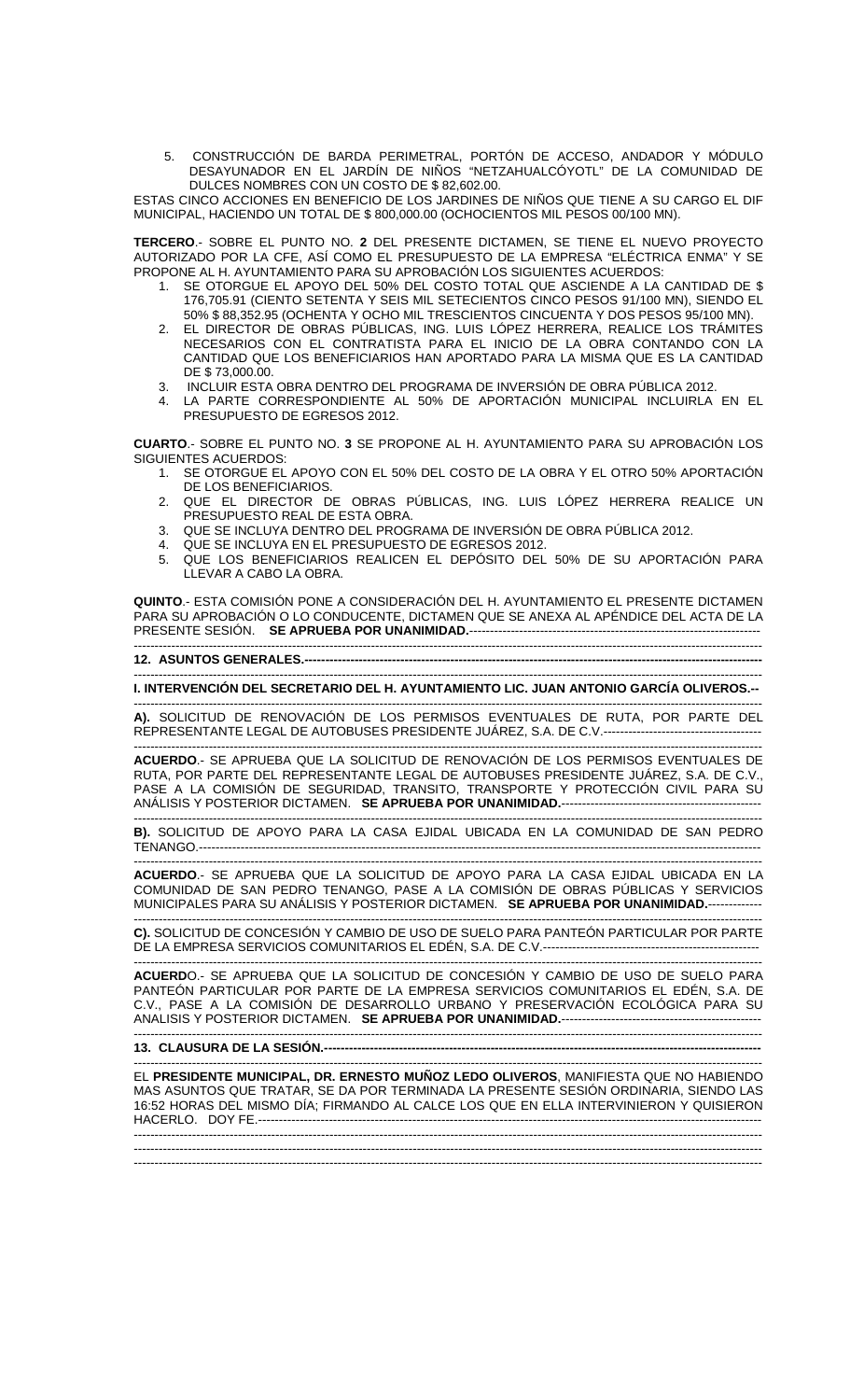5. CONSTRUCCIÓN DE BARDA PERIMETRAL, PORTÓN DE ACCESO, ANDADOR Y MÓDULO DESAYUNADOR EN EL JARDÍN DE NIÑOS "NETZAHUALCÓYOTL" DE LA COMUNIDAD DE DULCES NOMBRES CON UN COSTO DE $ 82,602.00.

ESTAS CINCO ACCIONES EN BENEFICIO DE LOS JARDINES DE NIÑOS QUE TIENE A SU CARGO EL DIF MUNICIPAL, HACIENDO UN TOTAL DE $ 800,000.00 (OCHOCIENTOS MIL PESOS 00/100 MN).

**TERCERO**.- SOBRE EL PUNTO NO. **2** DEL PRESENTE DICTAMEN, SE TIENE EL NUEVO PROYECTO AUTORIZADO POR LA CFE, ASÍ COMO EL PRESUPUESTO DE LA EMPRESA "ELÉCTRICA ENMA" Y SE PROPONE AL H. AYUNTAMIENTO PARA SU APROBACIÓN LOS SIGUIENTES ACUERDOS:

1. SE OTORGUE EL APOYO DEL 50% DEL COSTO TOTAL QUE ASCIENDE A LA CANTIDAD DE $ 176,705.91 (CIENTO SETENTA Y SEIS MIL SETECIENTOS CINCO PESOS 91/100 MN), SIENDO EL 50% $ 88,352.95 (OCHENTA Y OCHO MIL TRESCIENTOS CINCUENTA Y DOS PESOS 95/100 MN).
2. EL DIRECTOR DE OBRAS PÚBLICAS, ING. LUIS LÓPEZ HERRERA, REALICE LOS TRÁMITES NECESARIOS CON EL CONTRATISTA PARA EL INICIO DE LA OBRA CONTANDO CON LA CANTIDAD QUE LOS BENEFICIARIOS HAN APORTADO PARA LA MISMA QUE ES LA CANTIDAD DE $ 73,000.00.
3. INCLUIR ESTA OBRA DENTRO DEL PROGRAMA DE INVERSIÓN DE OBRA PÚBLICA 2012.
4. LA PARTE CORRESPONDIENTE AL 50% DE APORTACIÓN MUNICIPAL INCLUIRLA EN EL PRESUPUESTO DE EGRESOS 2012.

**CUARTO**.- SOBRE EL PUNTO NO. **3** SE PROPONE AL H. AYUNTAMIENTO PARA SU APROBACIÓN LOS SIGUIENTES ACUERDOS:

1. SE OTORGUE EL APOYO CON EL 50% DEL COSTO DE LA OBRA Y EL OTRO 50% APORTACIÓN DE LOS BENEFICIARIOS.
2. QUE EL DIRECTOR DE OBRAS PÚBLICAS, ING. LUIS LÓPEZ HERRERA REALICE UN PRESUPUESTO REAL DE ESTA OBRA.
3. QUE SE INCLUYA DENTRO DEL PROGRAMA DE INVERSIÓN DE OBRA PÚBLICA 2012.
4. QUE SE INCLUYA EN EL PRESUPUESTO DE EGRESOS 2012.
5. QUE LOS BENEFICIARIOS REALICEN EL DEPÓSITO DEL 50% DE SU APORTACIÓN PARA LLEVAR A CABO LA OBRA.

**QUINTO**.- ESTA COMISIÓN PONE A CONSIDERACIÓN DEL H. AYUNTAMIENTO EL PRESENTE DICTAMEN PARA SU APROBACIÓN O LO CONDUCENTE, DICTAMEN QUE SE ANEXA AL APÉNDICE DEL ACTA DE LA PRESENTE SESIÓN. **SE APRUEBA POR UNANIMIDAD.**---------------------------------------------------------------------

**12. ASUNTOS GENERALES.------------------------------------------------------------------------------------------------------**

**I. INTERVENCIÓN DEL SECRETARIO DEL H. AYUNTAMIENTO LIC. JUAN ANTONIO GARCÍA OLIVEROS.--**

**A).** SOLICITUD DE RENOVACIÓN DE LOS PERMISOS EVENTUALES DE RUTA, POR PARTE DEL REPRESENTANTE LEGAL DE AUTOBUSES PRESIDENTE JUÁREZ, S.A. DE C.V.---------------------------------------

**ACUERDO**.- SE APRUEBA QUE LA SOLICITUD DE RENOVACIÓN DE LOS PERMISOS EVENTUALES DE RUTA, POR PARTE DEL REPRESENTANTE LEGAL DE AUTOBUSES PRESIDENTE JUÁREZ, S.A. DE C.V., PASE A LA COMISIÓN DE SEGURIDAD, TRANSITO, TRANSPORTE Y PROTECCIÓN CIVIL PARA SU ANÁLISIS Y POSTERIOR DICTAMEN. **SE APRUEBA POR UNANIMIDAD.**-----------------------------------------------

**B).** SOLICITUD DE APOYO PARA LA CASA EJIDAL UBICADA EN LA COMUNIDAD DE SAN PEDRO TENANGO.--------------------------------------------------------------------------------------------------------------------------

**ACUERDO**.- SE APRUEBA QUE LA SOLICITUD DE APOYO PARA LA CASA EJIDAL UBICADA EN LA COMUNIDAD DE SAN PEDRO TENANGO, PASE A LA COMISIÓN DE OBRAS PÚBLICAS Y SERVICIOS MUNICIPALES PARA SU ANÁLISIS Y POSTERIOR DICTAMEN. **SE APRUEBA POR UNANIMIDAD.**------------

**C).** SOLICITUD DE CONCESIÓN Y CAMBIO DE USO DE SUELO PARA PANTEÓN PARTICULAR POR PARTE DE LA EMPRESA SERVICIOS COMUNITARIOS EL EDÉN, S.A. DE C.V.---------------------------------------------------

**ACUERDO**.- SE APRUEBA QUE LA SOLICITUD DE CONCESIÓN Y CAMBIO DE USO DE SUELO PARA PANTEÓN PARTICULAR POR PARTE DE LA EMPRESA SERVICIOS COMUNITARIOS EL EDÉN, S.A. DE C.V., PASE A LA COMISIÓN DE DESARROLLO URBANO Y PRESERVACIÓN ECOLÓGICA PARA SU ANALISIS Y POSTERIOR DICTAMEN. **SE APRUEBA POR UNANIMIDAD.**-----------------------------------------------

**13. CLAUSURA DE LA SESIÓN.-------------------------------------------------------------------------------------------------**

EL **PRESIDENTE MUNICIPAL, DR. ERNESTO MUÑOZ LEDO OLIVEROS**, MANIFIESTA QUE NO HABIENDO MAS ASUNTOS QUE TRATAR, SE DA POR TERMINADA LA PRESENTE SESIÓN ORDINARIA, SIENDO LAS 16:52 HORAS DEL MISMO DÍA; FIRMANDO AL CALCE LOS QUE EN ELLA INTERVINIERON Y QUISIERON HACERLO. DOY FE.------------------------------------------------------------------------------------------------------------------